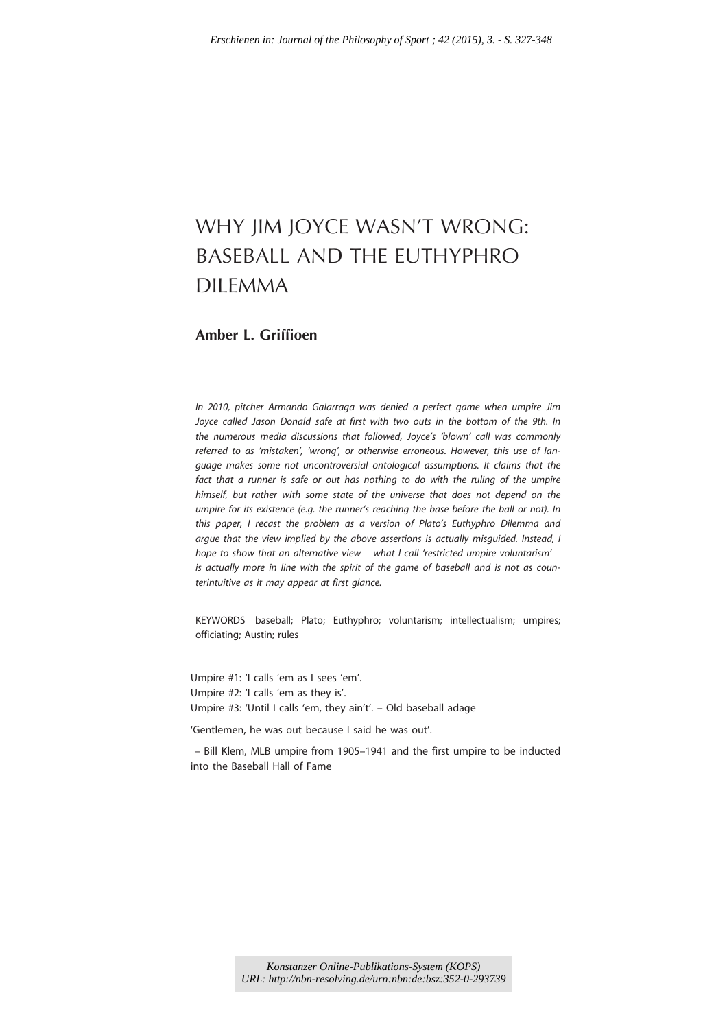*Erschienen in: Journal of the Philosophy of Sport ; 42 (2015), 3. - S. 327-348*

# WHY JIM JOYCE WASN'T WRONG: BASEBALL AND THE EUTHYPHRO DILEMMA

**Amber L. Griffioen**

*In 2010, pitcher Armando Galarraga was denied a perfect game when umpire Jim Joyce called Jason Donald safe at first with two outs in the bottom of the 9th. In the numerous media discussions that followed, Joyce's 'blown' call was commonly referred to as 'mistaken', 'wrong', or otherwise erroneous. However, this use of language makes some not uncontroversial ontological assumptions. It claims that the fact that a runner is safe or out has nothing to do with the ruling of the umpire himself, but rather with some state of the universe that does not depend on the umpire for its existence (e.g. the runner's reaching the base before the ball or not). In this paper, I recast the problem as a version of Plato's Euthyphro Dilemma and argue that the view implied by the above assertions is actually misguided. Instead, I hope to show that an alternative view what I call 'restricted umpire voluntarism' is actually more in line with the spirit of the game of baseball and is not as counterintuitive as it may appear at first glance.*

KEYWORDS baseball; Plato; Euthyphro; voluntarism; intellectualism; umpires; officiating; Austin; rules

Umpire #1: 'I calls 'em as I sees 'em'.
Umpire #2: 'I calls 'em as they is'.
Umpire #3: 'Until I calls 'em, they ain't'. – Old baseball adage

'Gentlemen, he was out because I said he was out'.

– Bill Klem, MLB umpire from 1905–1941 and the first umpire to be inducted into the Baseball Hall of Fame

Konstanzer Online-Publikations-System (KOPS)
URL: http://nbn-resolving.de/urn:nbn:de:bsz:352-0-293739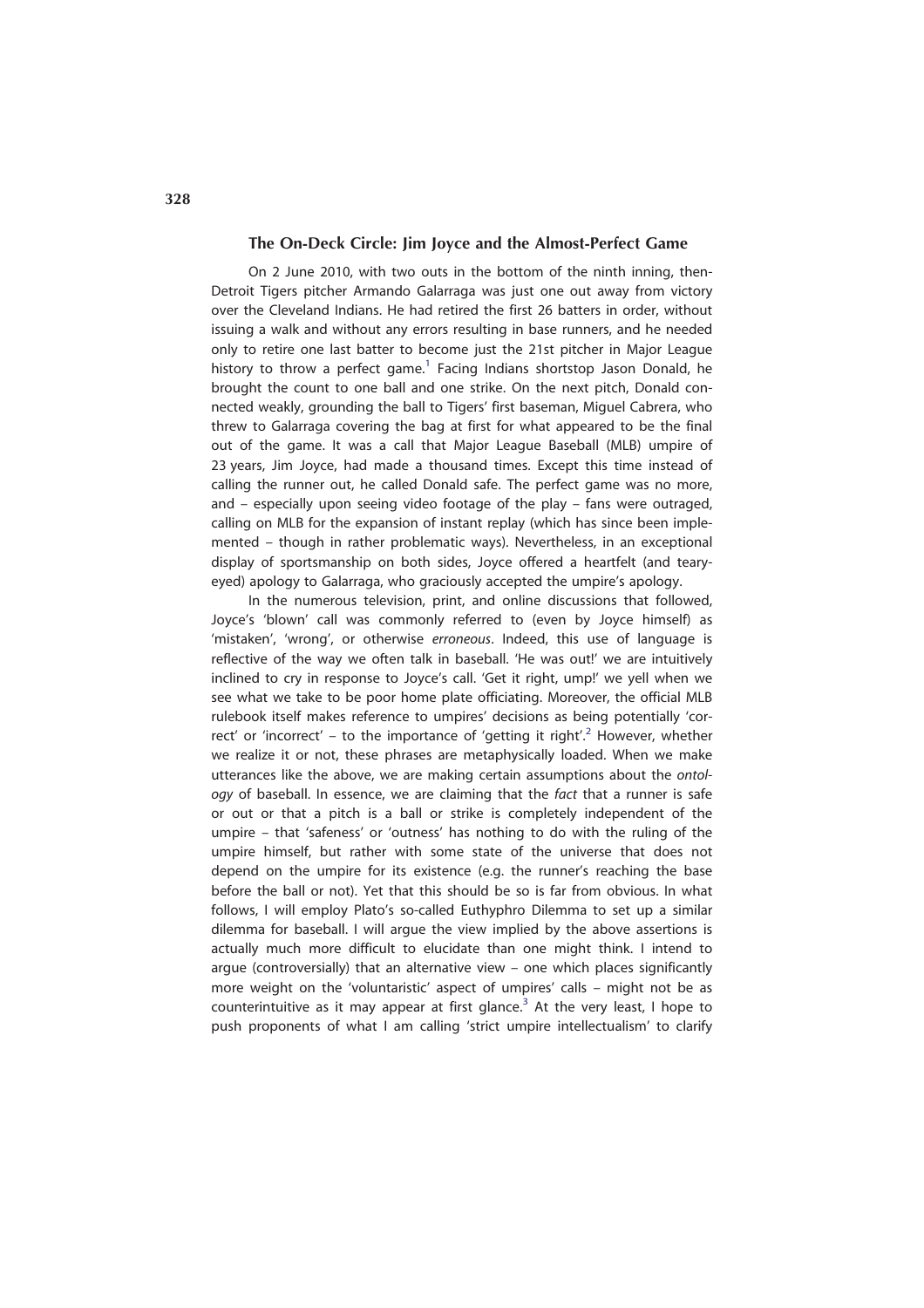## The On-Deck Circle: Jim Joyce and the Almost-Perfect Game

On 2 June 2010, with two outs in the bottom of the ninth inning, then-Detroit Tigers pitcher Armando Galarraga was just one out away from victory over the Cleveland Indians. He had retired the first 26 batters in order, without issuing a walk and without any errors resulting in base runners, and he needed only to retire one last batter to become just the 21st pitcher in Major League history to throw a perfect game.[1] Facing Indians shortstop Jason Donald, he brought the count to one ball and one strike. On the next pitch, Donald connected weakly, grounding the ball to Tigers' first baseman, Miguel Cabrera, who threw to Galarraga covering the bag at first for what appeared to be the final out of the game. It was a call that Major League Baseball (MLB) umpire of 23 years, Jim Joyce, had made a thousand times. Except this time instead of calling the runner out, he called Donald safe. The perfect game was no more, and – especially upon seeing video footage of the play – fans were outraged, calling on MLB for the expansion of instant replay (which has since been implemented – though in rather problematic ways). Nevertheless, in an exceptional display of sportsmanship on both sides, Joyce offered a heartfelt (and teary-eyed) apology to Galarraga, who graciously accepted the umpire's apology.

In the numerous television, print, and online discussions that followed, Joyce's 'blown' call was commonly referred to (even by Joyce himself) as 'mistaken', 'wrong', or otherwise *erroneous*. Indeed, this use of language is reflective of the way we often talk in baseball. 'He was out!' we are intuitively inclined to cry in response to Joyce's call. 'Get it right, ump!' we yell when we see what we take to be poor home plate officiating. Moreover, the official MLB rulebook itself makes reference to umpires' decisions as being potentially 'correct' or 'incorrect' – to the importance of 'getting it right'.[2] However, whether we realize it or not, these phrases are metaphysically loaded. When we make utterances like the above, we are making certain assumptions about the *ontology* of baseball. In essence, we are claiming that the *fact* that a runner is safe or out or that a pitch is a ball or strike is completely independent of the umpire – that 'safeness' or 'outness' has nothing to do with the ruling of the umpire himself, but rather with some state of the universe that does not depend on the umpire for its existence (e.g. the runner's reaching the base before the ball or not). Yet that this should be so is far from obvious. In what follows, I will employ Plato's so-called Euthyphro Dilemma to set up a similar dilemma for baseball. I will argue the view implied by the above assertions is actually much more difficult to elucidate than one might think. I intend to argue (controversially) that an alternative view – one which places significantly more weight on the 'voluntaristic' aspect of umpires' calls – might not be as counterintuitive as it may appear at first glance.[3] At the very least, I hope to push proponents of what I am calling 'strict umpire intellectualism' to clarify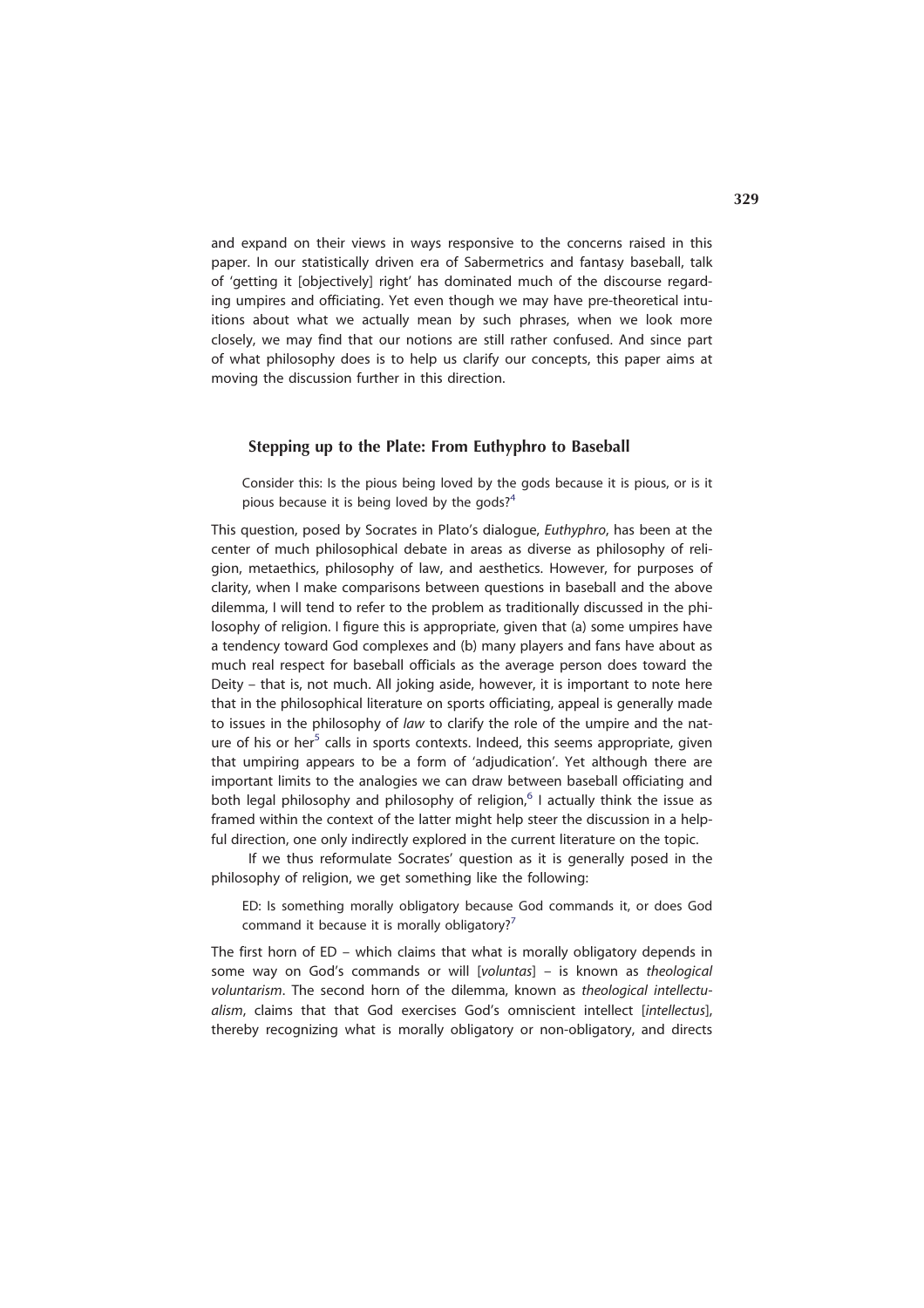and expand on their views in ways responsive to the concerns raised in this paper. In our statistically driven era of Sabermetrics and fantasy baseball, talk of 'getting it [objectively] right' has dominated much of the discourse regarding umpires and officiating. Yet even though we may have pre-theoretical intuitions about what we actually mean by such phrases, when we look more closely, we may find that our notions are still rather confused. And since part of what philosophy does is to help us clarify our concepts, this paper aims at moving the discussion further in this direction.

## Stepping up to the Plate: From Euthyphro to Baseball

> Consider this: Is the pious being loved by the gods because it is pious, or is it pious because it is being loved by the gods?[4]

This question, posed by Socrates in Plato's dialogue, *Euthyphro*, has been at the center of much philosophical debate in areas as diverse as philosophy of religion, metaethics, philosophy of law, and aesthetics. However, for purposes of clarity, when I make comparisons between questions in baseball and the above dilemma, I will tend to refer to the problem as traditionally discussed in the philosophy of religion. I figure this is appropriate, given that (a) some umpires have a tendency toward God complexes and (b) many players and fans have about as much real respect for baseball officials as the average person does toward the Deity – that is, not much. All joking aside, however, it is important to note here that in the philosophical literature on sports officiating, appeal is generally made to issues in the philosophy of *law* to clarify the role of the umpire and the nature of his or her[5] calls in sports contexts. Indeed, this seems appropriate, given that umpiring appears to be a form of 'adjudication'. Yet although there are important limits to the analogies we can draw between baseball officiating and both legal philosophy and philosophy of religion,[6] I actually think the issue as framed within the context of the latter might help steer the discussion in a helpful direction, one only indirectly explored in the current literature on the topic.

If we thus reformulate Socrates' question as it is generally posed in the philosophy of religion, we get something like the following:

> ED: Is something morally obligatory because God commands it, or does God command it because it is morally obligatory?[7]

The first horn of ED – which claims that what is morally obligatory depends in some way on God's commands or will [*voluntas*] – is known as *theological voluntarism*. The second horn of the dilemma, known as *theological intellectualism*, claims that that God exercises God's omniscient intellect [*intellectus*], thereby recognizing what is morally obligatory or non-obligatory, and directs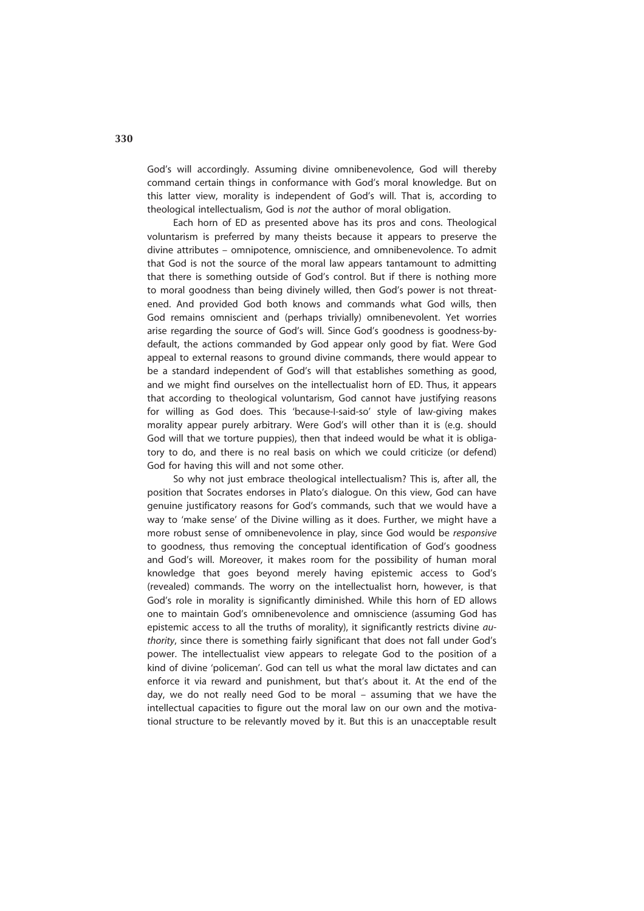God's will accordingly. Assuming divine omnibenevolence, God will thereby command certain things in conformance with God's moral knowledge. But on this latter view, morality is independent of God's will. That is, according to theological intellectualism, God is *not* the author of moral obligation.

Each horn of ED as presented above has its pros and cons. Theological voluntarism is preferred by many theists because it appears to preserve the divine attributes – omnipotence, omniscience, and omnibenevolence. To admit that God is not the source of the moral law appears tantamount to admitting that there is something outside of God's control. But if there is nothing more to moral goodness than being divinely willed, then God's power is not threatened. And provided God both knows and commands what God wills, then God remains omniscient and (perhaps trivially) omnibenevolent. Yet worries arise regarding the source of God's will. Since God's goodness is goodness-by-default, the actions commanded by God appear only good by fiat. Were God appeal to external reasons to ground divine commands, there would appear to be a standard independent of God's will that establishes something as good, and we might find ourselves on the intellectualist horn of ED. Thus, it appears that according to theological voluntarism, God cannot have justifying reasons for willing as God does. This 'because-I-said-so' style of law-giving makes morality appear purely arbitrary. Were God's will other than it is (e.g. should God will that we torture puppies), then that indeed would be what it is obligatory to do, and there is no real basis on which we could criticize (or defend) God for having this will and not some other.

So why not just embrace theological intellectualism? This is, after all, the position that Socrates endorses in Plato's dialogue. On this view, God can have genuine justificatory reasons for God's commands, such that we would have a way to 'make sense' of the Divine willing as it does. Further, we might have a more robust sense of omnibenevolence in play, since God would be *responsive* to goodness, thus removing the conceptual identification of God's goodness and God's will. Moreover, it makes room for the possibility of human moral knowledge that goes beyond merely having epistemic access to God's (revealed) commands. The worry on the intellectualist horn, however, is that God's role in morality is significantly diminished. While this horn of ED allows one to maintain God's omnibenevolence and omniscience (assuming God has epistemic access to all the truths of morality), it significantly restricts divine *authority*, since there is something fairly significant that does not fall under God's power. The intellectualist view appears to relegate God to the position of a kind of divine 'policeman'. God can tell us what the moral law dictates and can enforce it via reward and punishment, but that's about it. At the end of the day, we do not really need God to be moral – assuming that we have the intellectual capacities to figure out the moral law on our own and the motivational structure to be relevantly moved by it. But this is an unacceptable result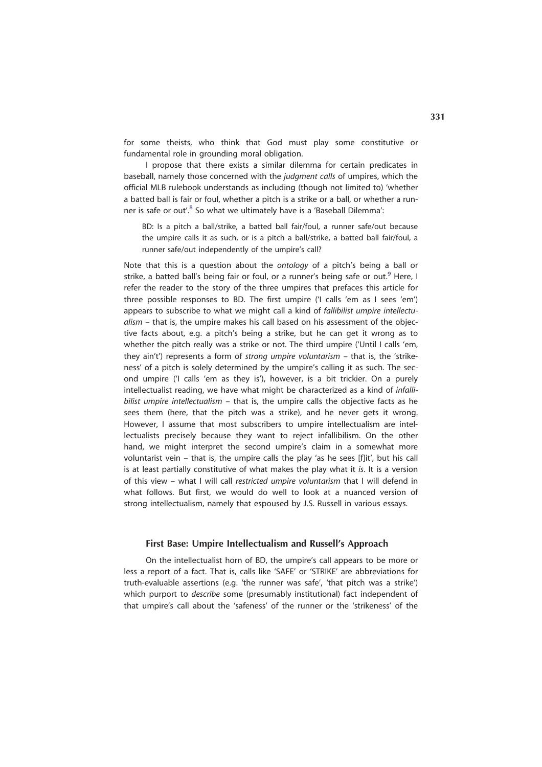for some theists, who think that God must play some constitutive or fundamental role in grounding moral obligation.

I propose that there exists a similar dilemma for certain predicates in baseball, namely those concerned with the *judgment calls* of umpires, which the official MLB rulebook understands as including (though not limited to) 'whether a batted ball is fair or foul, whether a pitch is a strike or a ball, or whether a runner is safe or out'.[8] So what we ultimately have is a 'Baseball Dilemma':

> BD: Is a pitch a ball/strike, a batted ball fair/foul, a runner safe/out because the umpire calls it as such, or is a pitch a ball/strike, a batted ball fair/foul, a runner safe/out independently of the umpire's call?

Note that this is a question about the *ontology* of a pitch's being a ball or strike, a batted ball's being fair or foul, or a runner's being safe or out.[9] Here, I refer the reader to the story of the three umpires that prefaces this article for three possible responses to BD. The first umpire ('I calls 'em as I sees 'em') appears to subscribe to what we might call a kind of *fallibilist umpire intellectualism* – that is, the umpire makes his call based on his assessment of the objective facts about, e.g. a pitch's being a strike, but he can get it wrong as to whether the pitch really was a strike or not. The third umpire ('Until I calls 'em, they ain't') represents a form of *strong umpire voluntarism* – that is, the 'strikeness' of a pitch is solely determined by the umpire's calling it as such. The second umpire ('I calls 'em as they is'), however, is a bit trickier. On a purely intellectualist reading, we have what might be characterized as a kind of *infallibilist umpire intellectualism* – that is, the umpire calls the objective facts as he sees them (here, that the pitch was a strike), and he never gets it wrong. However, I assume that most subscribers to umpire intellectualism are intellectualists precisely because they want to reject infallibilism. On the other hand, we might interpret the second umpire's claim in a somewhat more voluntarist vein – that is, the umpire calls the play 'as he sees [f]it', but his call is at least partially constitutive of what makes the play what it *is*. It is a version of this view – what I will call *restricted umpire voluntarism* that I will defend in what follows. But first, we would do well to look at a nuanced version of strong intellectualism, namely that espoused by J.S. Russell in various essays.

## First Base: Umpire Intellectualism and Russell's Approach

On the intellectualist horn of BD, the umpire's call appears to be more or less a report of a fact. That is, calls like 'SAFE' or 'STRIKE' are abbreviations for truth-evaluable assertions (e.g. 'the runner was safe', 'that pitch was a strike') which purport to *describe* some (presumably institutional) fact independent of that umpire's call about the 'safeness' of the runner or the 'strikeness' of the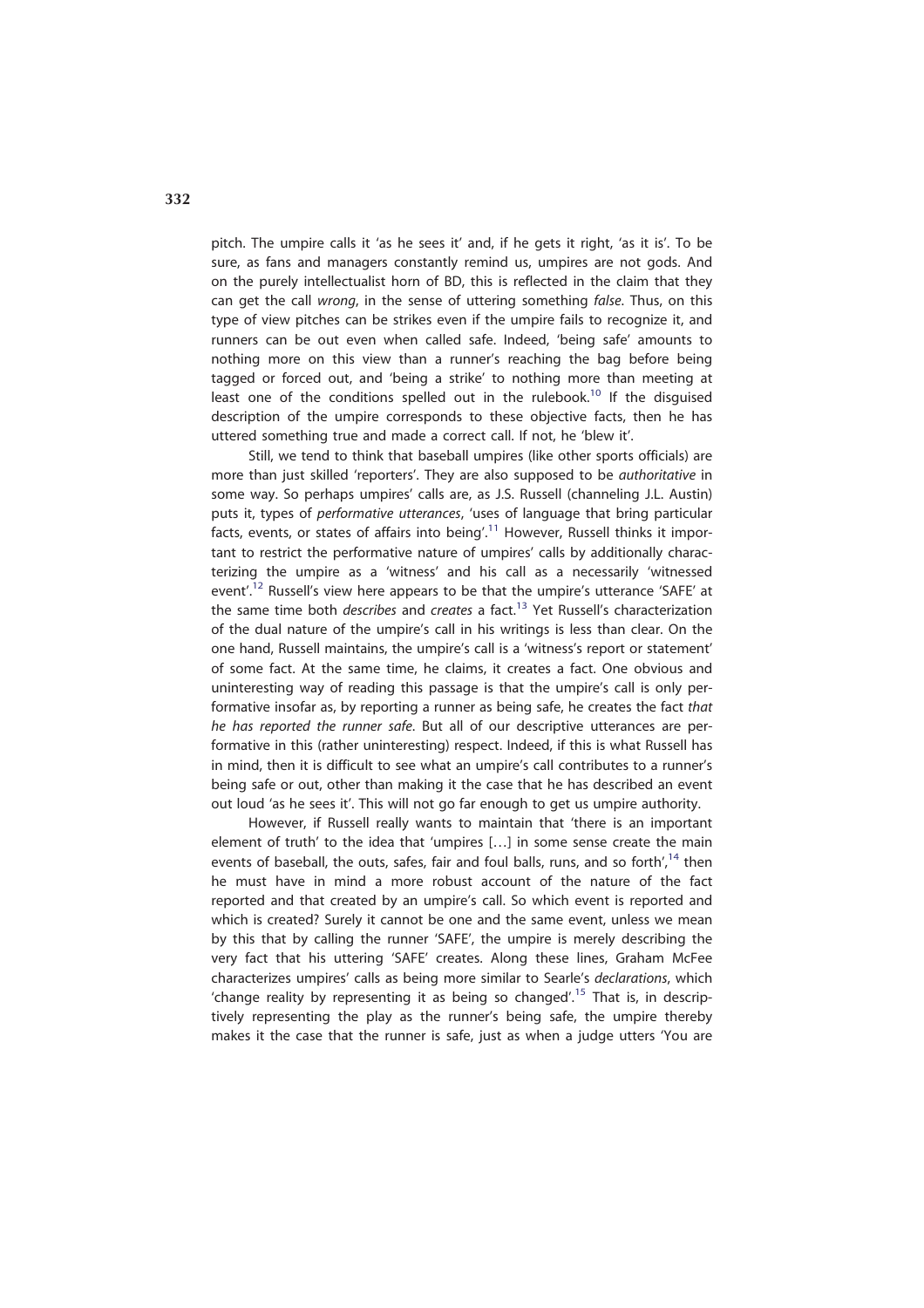pitch. The umpire calls it 'as he sees it' and, if he gets it right, 'as it is'. To be sure, as fans and managers constantly remind us, umpires are not gods. And on the purely intellectualist horn of BD, this is reflected in the claim that they can get the call *wrong*, in the sense of uttering something *false*. Thus, on this type of view pitches can be strikes even if the umpire fails to recognize it, and runners can be out even when called safe. Indeed, 'being safe' amounts to nothing more on this view than a runner's reaching the bag before being tagged or forced out, and 'being a strike' to nothing more than meeting at least one of the conditions spelled out in the rulebook.[10] If the disguised description of the umpire corresponds to these objective facts, then he has uttered something true and made a correct call. If not, he 'blew it'.

Still, we tend to think that baseball umpires (like other sports officials) are more than just skilled 'reporters'. They are also supposed to be *authoritative* in some way. So perhaps umpires' calls are, as J.S. Russell (channeling J.L. Austin) puts it, types of *performative utterances*, 'uses of language that bring particular facts, events, or states of affairs into being'.[11] However, Russell thinks it important to restrict the performative nature of umpires' calls by additionally characterizing the umpire as a 'witness' and his call as a necessarily 'witnessed event'.[12] Russell's view here appears to be that the umpire's utterance 'SAFE' at the same time both *describes* and *creates* a fact.[13] Yet Russell's characterization of the dual nature of the umpire's call in his writings is less than clear. On the one hand, Russell maintains, the umpire's call is a 'witness's report or statement' of some fact. At the same time, he claims, it creates a fact. One obvious and uninteresting way of reading this passage is that the umpire's call is only performative insofar as, by reporting a runner as being safe, he creates the fact *that he has reported the runner safe*. But all of our descriptive utterances are performative in this (rather uninteresting) respect. Indeed, if this is what Russell has in mind, then it is difficult to see what an umpire's call contributes to a runner's being safe or out, other than making it the case that he has described an event out loud 'as he sees it'. This will not go far enough to get us umpire authority.

However, if Russell really wants to maintain that 'there is an important element of truth' to the idea that 'umpires […] in some sense create the main events of baseball, the outs, safes, fair and foul balls, runs, and so forth',[14] then he must have in mind a more robust account of the nature of the fact reported and that created by an umpire's call. So which event is reported and which is created? Surely it cannot be one and the same event, unless we mean by this that by calling the runner 'SAFE', the umpire is merely describing the very fact that his uttering 'SAFE' creates. Along these lines, Graham McFee characterizes umpires' calls as being more similar to Searle's *declarations*, which 'change reality by representing it as being so changed'.[15] That is, in descriptively representing the play as the runner's being safe, the umpire thereby makes it the case that the runner is safe, just as when a judge utters 'You are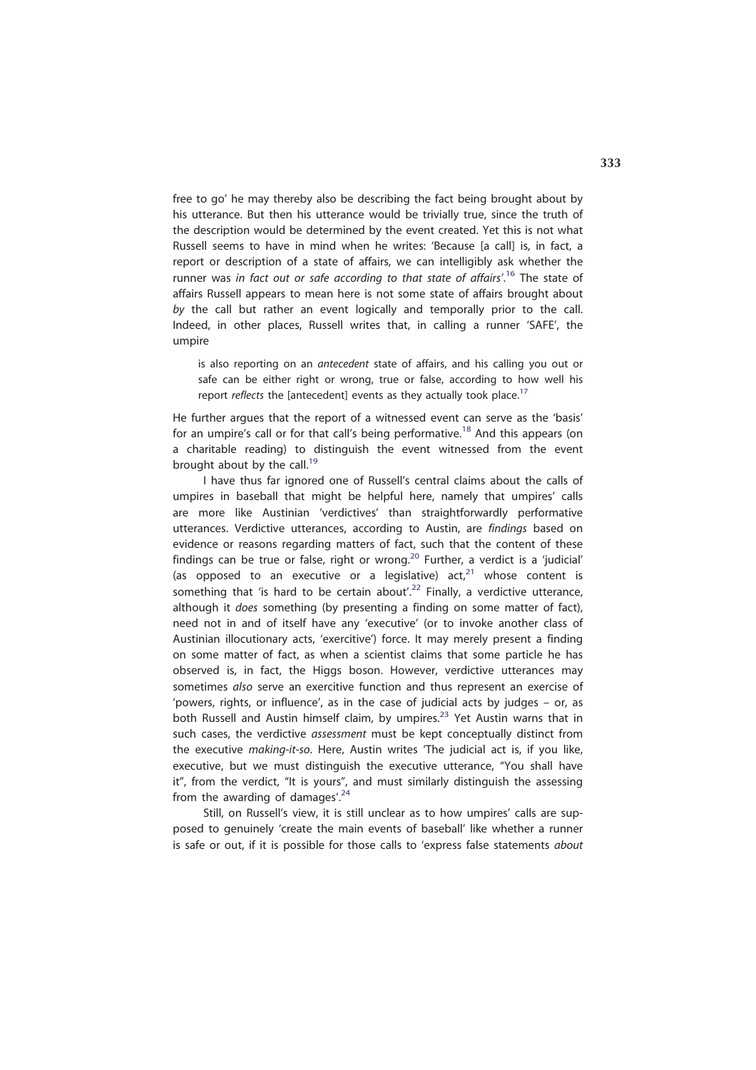free to go' he may thereby also be describing the fact being brought about by his utterance. But then his utterance would be trivially true, since the truth of the description would be determined by the event created. Yet this is not what Russell seems to have in mind when he writes: 'Because [a call] is, in fact, a report or description of a state of affairs, we can intelligibly ask whether the runner was *in fact out or safe according to that state of affairs*'.[16] The state of affairs Russell appears to mean here is not some state of affairs brought about *by* the call but rather an event logically and temporally prior to the call. Indeed, in other places, Russell writes that, in calling a runner 'SAFE', the umpire

> is also reporting on an *antecedent* state of affairs, and his calling you out or safe can be either right or wrong, true or false, according to how well his report *reflects* the [antecedent] events as they actually took place.[17]

He further argues that the report of a witnessed event can serve as the 'basis' for an umpire's call or for that call's being performative.[18] And this appears (on a charitable reading) to distinguish the event witnessed from the event brought about by the call.[19]

I have thus far ignored one of Russell's central claims about the calls of umpires in baseball that might be helpful here, namely that umpires' calls are more like Austinian 'verdictives' than straightforwardly performative utterances. Verdictive utterances, according to Austin, are *findings* based on evidence or reasons regarding matters of fact, such that the content of these findings can be true or false, right or wrong.[20] Further, a verdict is a 'judicial' (as opposed to an executive or a legislative) act,[21] whose content is something that 'is hard to be certain about'.[22] Finally, a verdictive utterance, although it *does* something (by presenting a finding on some matter of fact), need not in and of itself have any 'executive' (or to invoke another class of Austinian illocutionary acts, 'exercitive') force. It may merely present a finding on some matter of fact, as when a scientist claims that some particle he has observed is, in fact, the Higgs boson. However, verdictive utterances may sometimes *also* serve an exercitive function and thus represent an exercise of 'powers, rights, or influence', as in the case of judicial acts by judges – or, as both Russell and Austin himself claim, by umpires.[23] Yet Austin warns that in such cases, the verdictive *assessment* must be kept conceptually distinct from the executive *making-it-so*. Here, Austin writes 'The judicial act is, if you like, executive, but we must distinguish the executive utterance, "You shall have it", from the verdict, "It is yours", and must similarly distinguish the assessing from the awarding of damages'.[24]

Still, on Russell's view, it is still unclear as to how umpires' calls are supposed to genuinely 'create the main events of baseball' like whether a runner is safe or out, if it is possible for those calls to 'express false statements *about*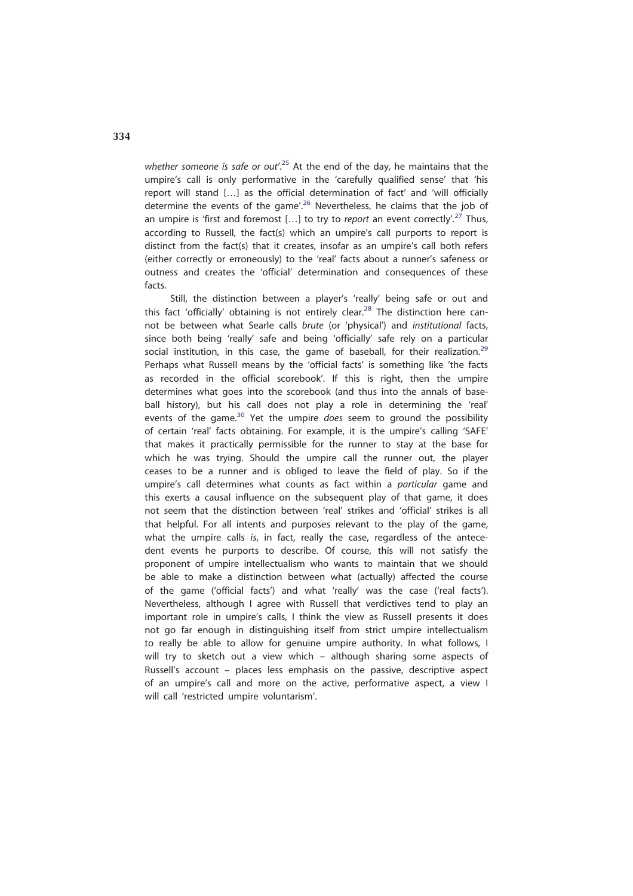*whether someone is safe or out*'.[25] At the end of the day, he maintains that the umpire's call is only performative in the 'carefully qualified sense' that 'his report will stand […] as the official determination of fact' and 'will officially determine the events of the game'.[26] Nevertheless, he claims that the job of an umpire is 'first and foremost […] to try to *report* an event correctly'.[27] Thus, according to Russell, the fact(s) which an umpire's call purports to report is distinct from the fact(s) that it creates, insofar as an umpire's call both refers (either correctly or erroneously) to the 'real' facts about a runner's safeness or outness and creates the 'official' determination and consequences of these facts.

Still, the distinction between a player's 'really' being safe or out and this fact 'officially' obtaining is not entirely clear.[28] The distinction here cannot be between what Searle calls *brute* (or 'physical') and *institutional* facts, since both being 'really' safe and being 'officially' safe rely on a particular social institution, in this case, the game of baseball, for their realization.[29] Perhaps what Russell means by the 'official facts' is something like 'the facts as recorded in the official scorebook'. If this is right, then the umpire determines what goes into the scorebook (and thus into the annals of baseball history), but his call does not play a role in determining the 'real' events of the game.[30] Yet the umpire *does* seem to ground the possibility of certain 'real' facts obtaining. For example, it is the umpire's calling 'SAFE' that makes it practically permissible for the runner to stay at the base for which he was trying. Should the umpire call the runner out, the player ceases to be a runner and is obliged to leave the field of play. So if the umpire's call determines what counts as fact within a *particular* game and this exerts a causal influence on the subsequent play of that game, it does not seem that the distinction between 'real' strikes and 'official' strikes is all that helpful. For all intents and purposes relevant to the play of the game, what the umpire calls *is*, in fact, really the case, regardless of the antecedent events he purports to describe. Of course, this will not satisfy the proponent of umpire intellectualism who wants to maintain that we should be able to make a distinction between what (actually) affected the course of the game ('official facts') and what 'really' was the case ('real facts'). Nevertheless, although I agree with Russell that verdictives tend to play an important role in umpire's calls, I think the view as Russell presents it does not go far enough in distinguishing itself from strict umpire intellectualism to really be able to allow for genuine umpire authority. In what follows, I will try to sketch out a view which – although sharing some aspects of Russell's account – places less emphasis on the passive, descriptive aspect of an umpire's call and more on the active, performative aspect, a view I will call 'restricted umpire voluntarism'.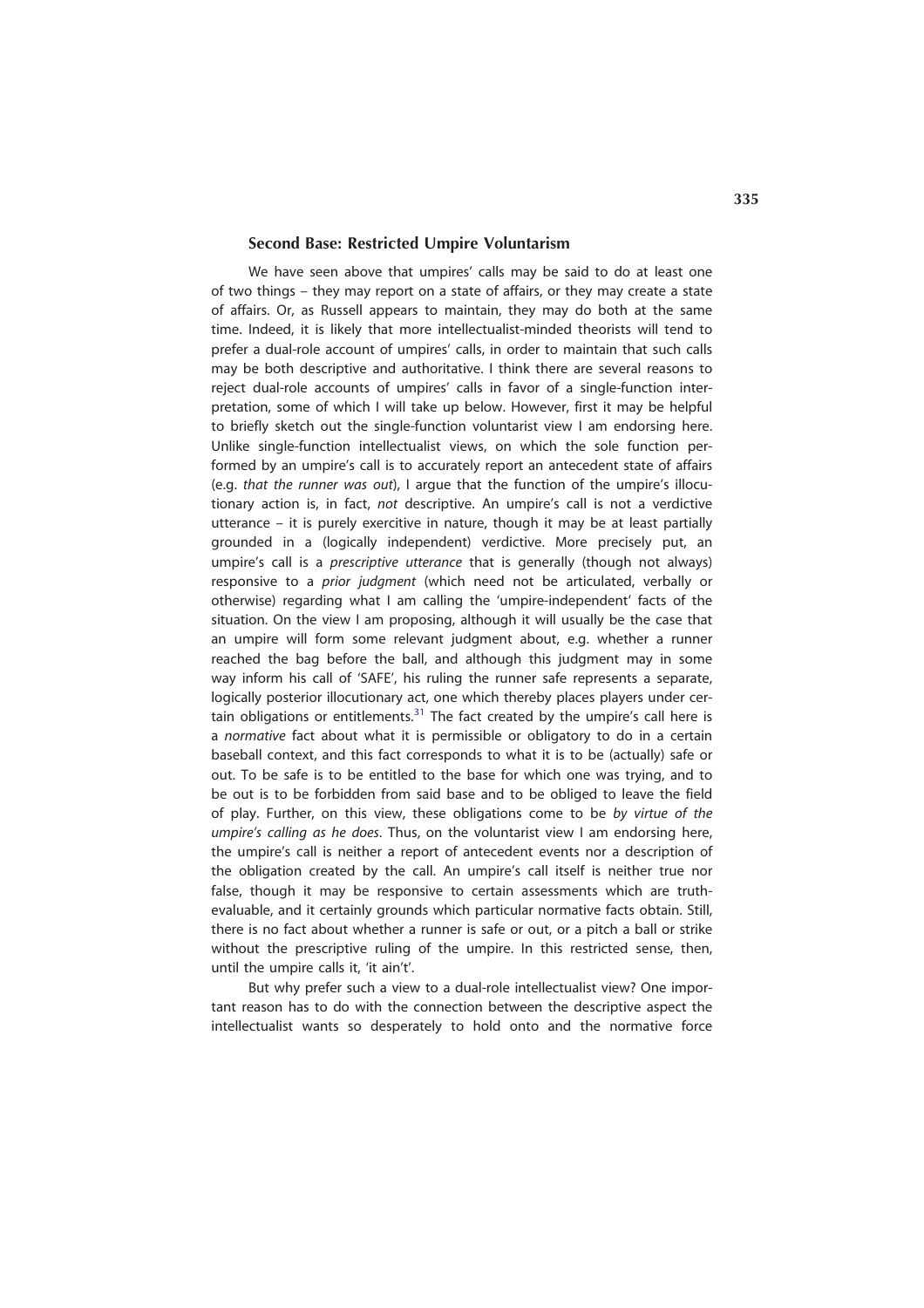## Second Base: Restricted Umpire Voluntarism

We have seen above that umpires' calls may be said to do at least one of two things – they may report on a state of affairs, or they may create a state of affairs. Or, as Russell appears to maintain, they may do both at the same time. Indeed, it is likely that more intellectualist-minded theorists will tend to prefer a dual-role account of umpires' calls, in order to maintain that such calls may be both descriptive and authoritative. I think there are several reasons to reject dual-role accounts of umpires' calls in favor of a single-function interpretation, some of which I will take up below. However, first it may be helpful to briefly sketch out the single-function voluntarist view I am endorsing here. Unlike single-function intellectualist views, on which the sole function performed by an umpire's call is to accurately report an antecedent state of affairs (e.g. *that the runner was out*), I argue that the function of the umpire's illocutionary action is, in fact, *not* descriptive. An umpire's call is not a verdictive utterance – it is purely exercitive in nature, though it may be at least partially grounded in a (logically independent) verdictive. More precisely put, an umpire's call is a *prescriptive utterance* that is generally (though not always) responsive to a *prior judgment* (which need not be articulated, verbally or otherwise) regarding what I am calling the 'umpire-independent' facts of the situation. On the view I am proposing, although it will usually be the case that an umpire will form some relevant judgment about, e.g. whether a runner reached the bag before the ball, and although this judgment may in some way inform his call of 'SAFE', his ruling the runner safe represents a separate, logically posterior illocutionary act, one which thereby places players under certain obligations or entitlements.[31] The fact created by the umpire's call here is a *normative* fact about what it is permissible or obligatory to do in a certain baseball context, and this fact corresponds to what it is to be (actually) safe or out. To be safe is to be entitled to the base for which one was trying, and to be out is to be forbidden from said base and to be obliged to leave the field of play. Further, on this view, these obligations come to be *by virtue of the umpire's calling as he does*. Thus, on the voluntarist view I am endorsing here, the umpire's call is neither a report of antecedent events nor a description of the obligation created by the call. An umpire's call itself is neither true nor false, though it may be responsive to certain assessments which are truth-evaluable, and it certainly grounds which particular normative facts obtain. Still, there is no fact about whether a runner is safe or out, or a pitch a ball or strike without the prescriptive ruling of the umpire. In this restricted sense, then, until the umpire calls it, 'it ain't'.

But why prefer such a view to a dual-role intellectualist view? One important reason has to do with the connection between the descriptive aspect the intellectualist wants so desperately to hold onto and the normative force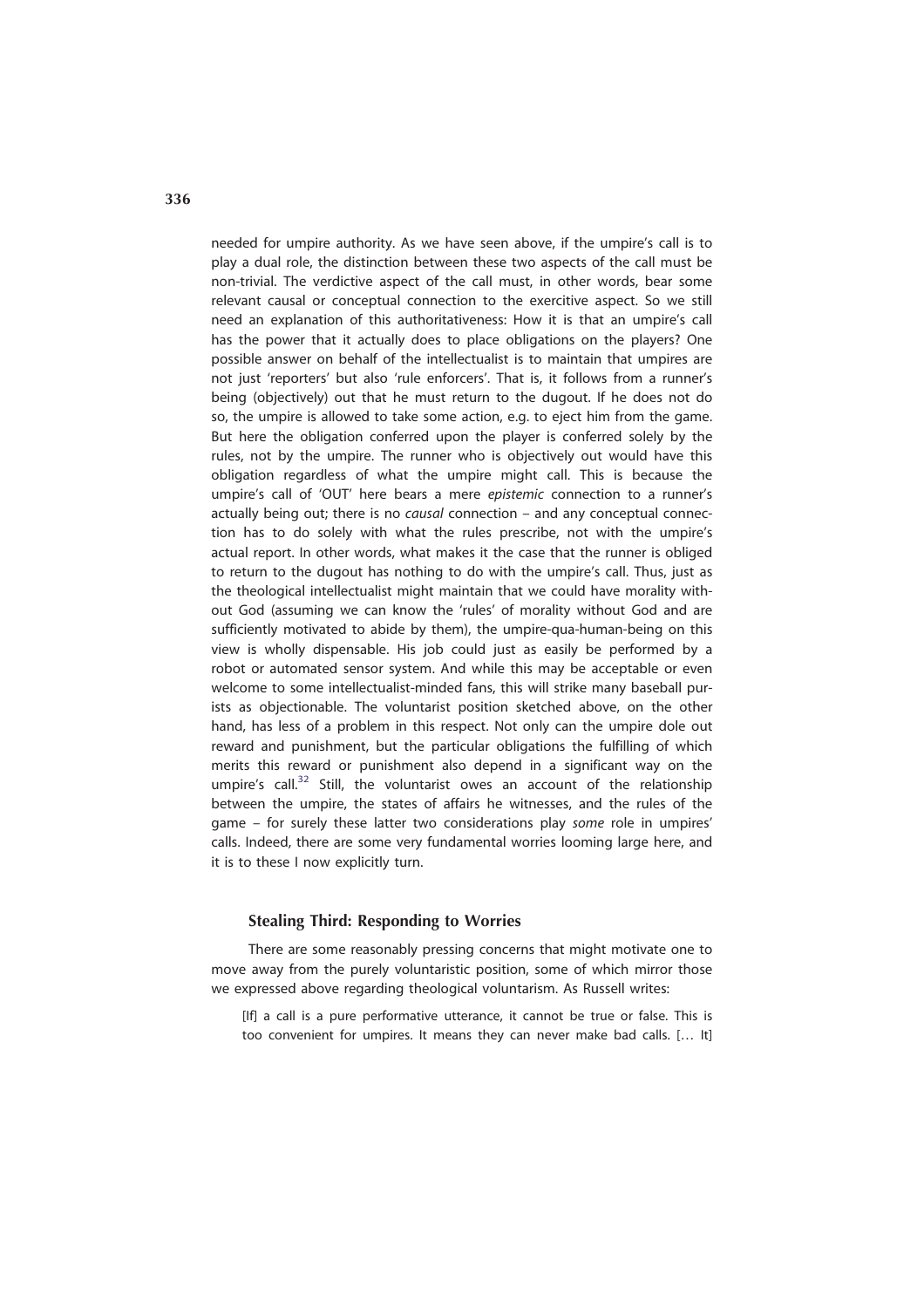needed for umpire authority. As we have seen above, if the umpire's call is to play a dual role, the distinction between these two aspects of the call must be non-trivial. The verdictive aspect of the call must, in other words, bear some relevant causal or conceptual connection to the exercitive aspect. So we still need an explanation of this authoritativeness: How it is that an umpire's call has the power that it actually does to place obligations on the players? One possible answer on behalf of the intellectualist is to maintain that umpires are not just 'reporters' but also 'rule enforcers'. That is, it follows from a runner's being (objectively) out that he must return to the dugout. If he does not do so, the umpire is allowed to take some action, e.g. to eject him from the game. But here the obligation conferred upon the player is conferred solely by the rules, not by the umpire. The runner who is objectively out would have this obligation regardless of what the umpire might call. This is because the umpire's call of 'OUT' here bears a mere *epistemic* connection to a runner's actually being out; there is no *causal* connection – and any conceptual connection has to do solely with what the rules prescribe, not with the umpire's actual report. In other words, what makes it the case that the runner is obliged to return to the dugout has nothing to do with the umpire's call. Thus, just as the theological intellectualist might maintain that we could have morality without God (assuming we can know the 'rules' of morality without God and are sufficiently motivated to abide by them), the umpire-qua-human-being on this view is wholly dispensable. His job could just as easily be performed by a robot or automated sensor system. And while this may be acceptable or even welcome to some intellectualist-minded fans, this will strike many baseball purists as objectionable. The voluntarist position sketched above, on the other hand, has less of a problem in this respect. Not only can the umpire dole out reward and punishment, but the particular obligations the fulfilling of which merits this reward or punishment also depend in a significant way on the umpire's call.[32] Still, the voluntarist owes an account of the relationship between the umpire, the states of affairs he witnesses, and the rules of the game – for surely these latter two considerations play *some* role in umpires' calls. Indeed, there are some very fundamental worries looming large here, and it is to these I now explicitly turn.

## Stealing Third: Responding to Worries

There are some reasonably pressing concerns that might motivate one to move away from the purely voluntaristic position, some of which mirror those we expressed above regarding theological voluntarism. As Russell writes:

> [If] a call is a pure performative utterance, it cannot be true or false. This is too convenient for umpires. It means they can never make bad calls. [… It]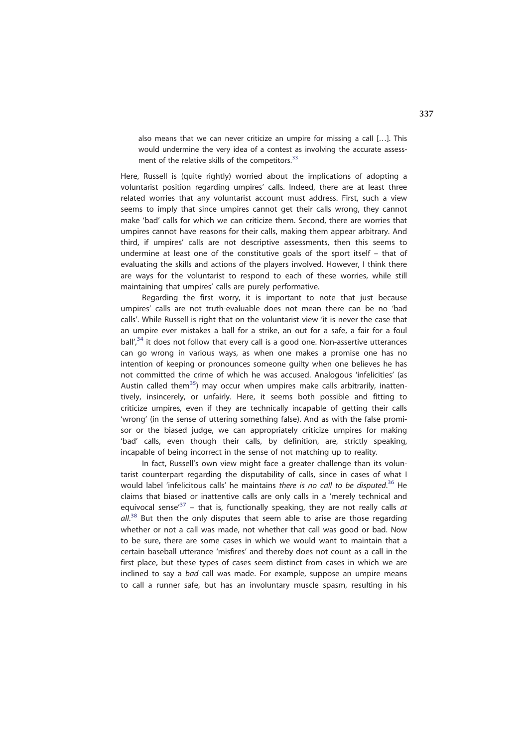> also means that we can never criticize an umpire for missing a call […]. This would undermine the very idea of a contest as involving the accurate assessment of the relative skills of the competitors.[33]

Here, Russell is (quite rightly) worried about the implications of adopting a voluntarist position regarding umpires' calls. Indeed, there are at least three related worries that any voluntarist account must address. First, such a view seems to imply that since umpires cannot get their calls wrong, they cannot make 'bad' calls for which we can criticize them. Second, there are worries that umpires cannot have reasons for their calls, making them appear arbitrary. And third, if umpires' calls are not descriptive assessments, then this seems to undermine at least one of the constitutive goals of the sport itself – that of evaluating the skills and actions of the players involved. However, I think there are ways for the voluntarist to respond to each of these worries, while still maintaining that umpires' calls are purely performative.

Regarding the first worry, it is important to note that just because umpires' calls are not truth-evaluable does not mean there can be no 'bad calls'. While Russell is right that on the voluntarist view 'it is never the case that an umpire ever mistakes a ball for a strike, an out for a safe, a fair for a foul ball',[34] it does not follow that every call is a good one. Non-assertive utterances can go wrong in various ways, as when one makes a promise one has no intention of keeping or pronounces someone guilty when one believes he has not committed the crime of which he was accused. Analogous 'infelicities' (as Austin called them[35]) may occur when umpires make calls arbitrarily, inattentively, insincerely, or unfairly. Here, it seems both possible and fitting to criticize umpires, even if they are technically incapable of getting their calls 'wrong' (in the sense of uttering something false). And as with the false promisor or the biased judge, we can appropriately criticize umpires for making 'bad' calls, even though their calls, by definition, are, strictly speaking, incapable of being incorrect in the sense of not matching up to reality.

In fact, Russell's own view might face a greater challenge than its voluntarist counterpart regarding the disputability of calls, since in cases of what I would label 'infelicitous calls' he maintains *there is no call to be disputed*.[36] He claims that biased or inattentive calls are only calls in a 'merely technical and equivocal sense'[37] – that is, functionally speaking, they are not really calls *at all*.[38] But then the only disputes that seem able to arise are those regarding whether or not a call was made, not whether that call was good or bad. Now to be sure, there are some cases in which we would want to maintain that a certain baseball utterance 'misfires' and thereby does not count as a call in the first place, but these types of cases seem distinct from cases in which we are inclined to say a *bad* call was made. For example, suppose an umpire means to call a runner safe, but has an involuntary muscle spasm, resulting in his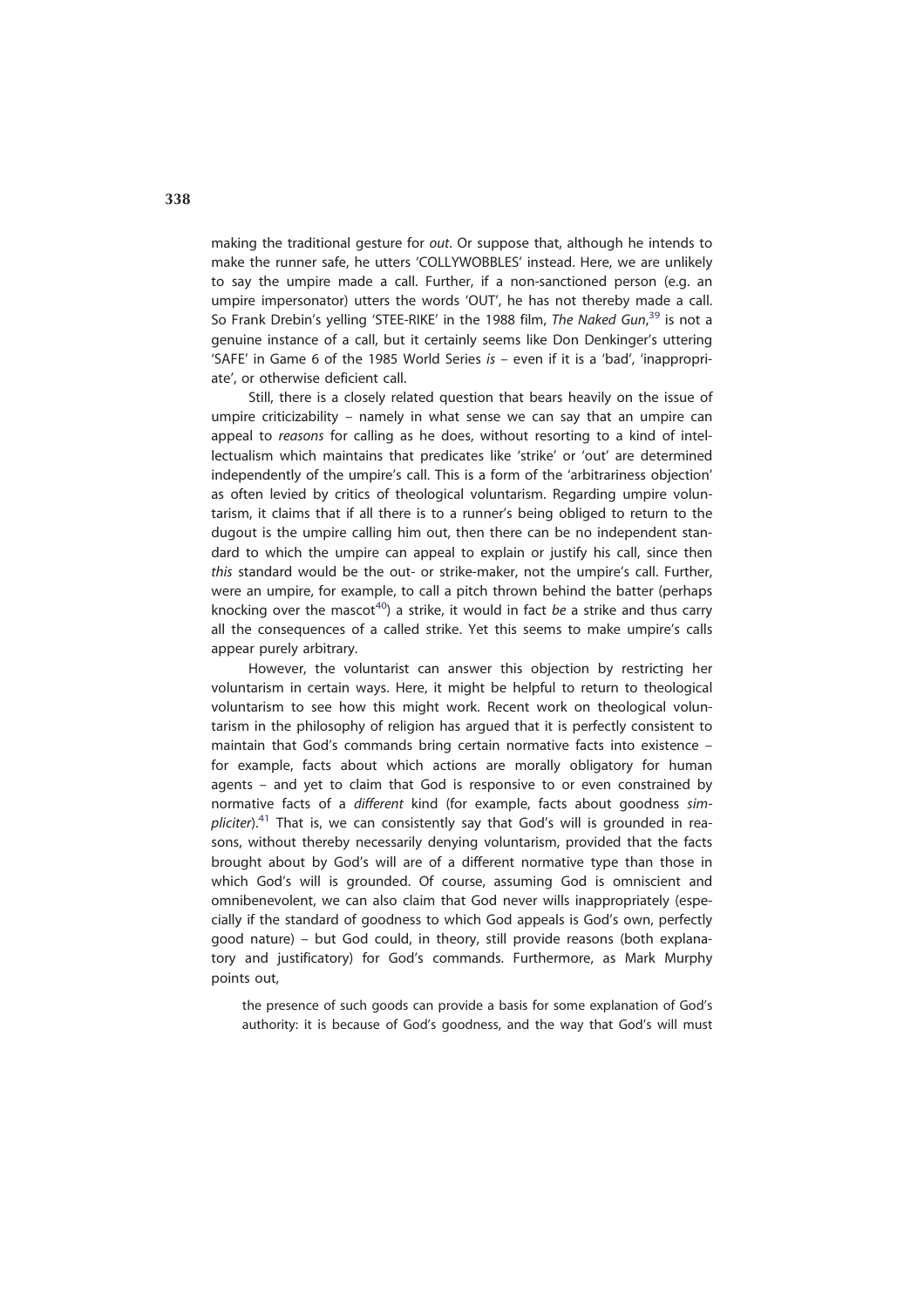making the traditional gesture for *out*. Or suppose that, although he intends to make the runner safe, he utters 'COLLYWOBBLES' instead. Here, we are unlikely to say the umpire made a call. Further, if a non-sanctioned person (e.g. an umpire impersonator) utters the words 'OUT', he has not thereby made a call. So Frank Drebin's yelling 'STEE-RIKE' in the 1988 film, *The Naked Gun*,[39] is not a genuine instance of a call, but it certainly seems like Don Denkinger's uttering 'SAFE' in Game 6 of the 1985 World Series *is* – even if it is a 'bad', 'inappropriate', or otherwise deficient call.

Still, there is a closely related question that bears heavily on the issue of umpire criticizability – namely in what sense we can say that an umpire can appeal to *reasons* for calling as he does, without resorting to a kind of intellectualism which maintains that predicates like 'strike' or 'out' are determined independently of the umpire's call. This is a form of the 'arbitrariness objection' as often levied by critics of theological voluntarism. Regarding umpire voluntarism, it claims that if all there is to a runner's being obliged to return to the dugout is the umpire calling him out, then there can be no independent standard to which the umpire can appeal to explain or justify his call, since then *this* standard would be the out- or strike-maker, not the umpire's call. Further, were an umpire, for example, to call a pitch thrown behind the batter (perhaps knocking over the mascot[40]) a strike, it would in fact *be* a strike and thus carry all the consequences of a called strike. Yet this seems to make umpire's calls appear purely arbitrary.

However, the voluntarist can answer this objection by restricting her voluntarism in certain ways. Here, it might be helpful to return to theological voluntarism to see how this might work. Recent work on theological voluntarism in the philosophy of religion has argued that it is perfectly consistent to maintain that God's commands bring certain normative facts into existence – for example, facts about which actions are morally obligatory for human agents – and yet to claim that God is responsive to or even constrained by normative facts of a *different* kind (for example, facts about goodness *simpliciter*).[41] That is, we can consistently say that God's will is grounded in reasons, without thereby necessarily denying voluntarism, provided that the facts brought about by God's will are of a different normative type than those in which God's will is grounded. Of course, assuming God is omniscient and omnibenevolent, we can also claim that God never wills inappropriately (especially if the standard of goodness to which God appeals is God's own, perfectly good nature) – but God could, in theory, still provide reasons (both explanatory and justificatory) for God's commands. Furthermore, as Mark Murphy points out,

> the presence of such goods can provide a basis for some explanation of God's authority: it is because of God's goodness, and the way that God's will must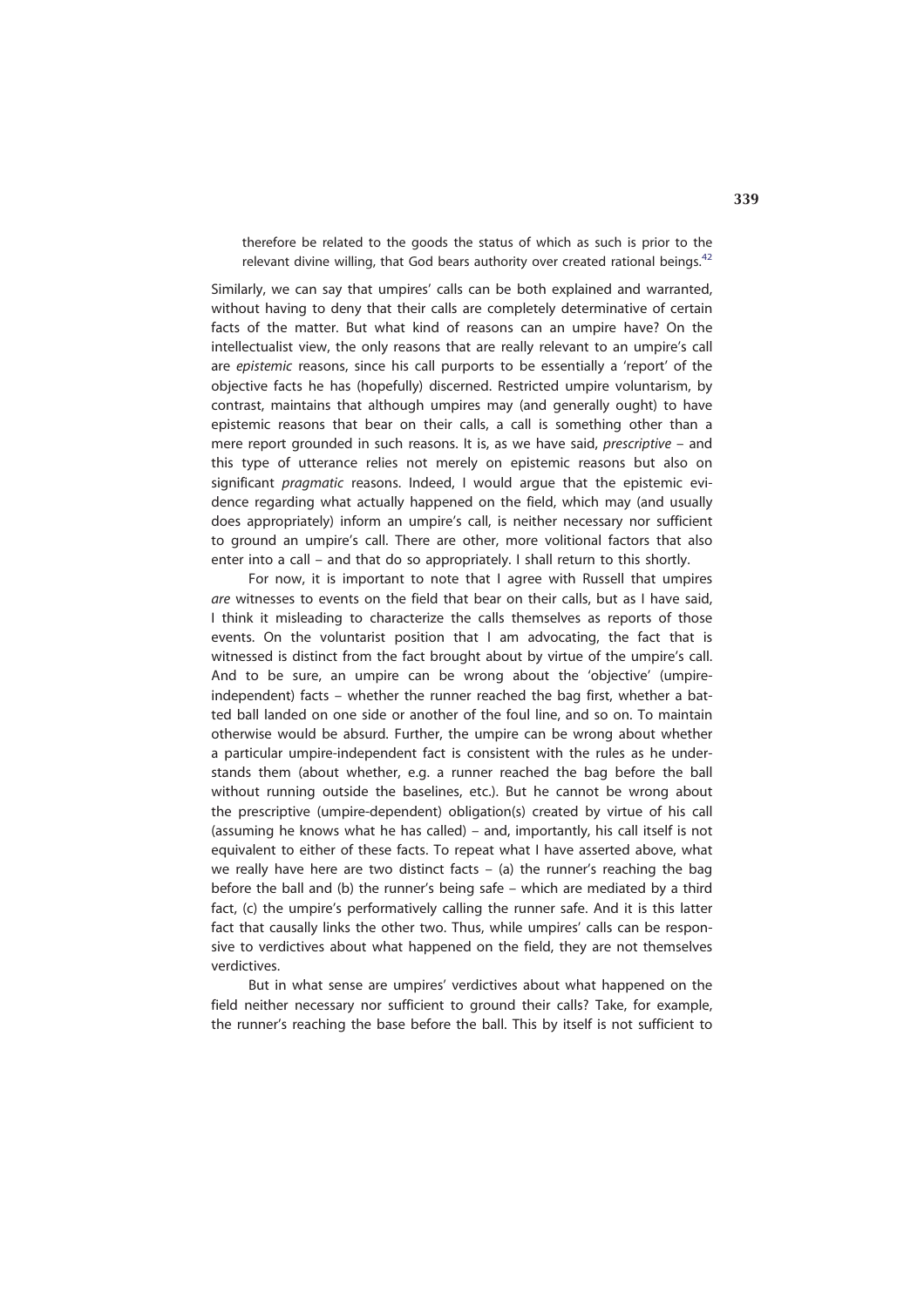therefore be related to the goods the status of which as such is prior to the relevant divine willing, that God bears authority over created rational beings.[42]

Similarly, we can say that umpires' calls can be both explained and warranted, without having to deny that their calls are completely determinative of certain facts of the matter. But what kind of reasons can an umpire have? On the intellectualist view, the only reasons that are really relevant to an umpire's call are *epistemic* reasons, since his call purports to be essentially a 'report' of the objective facts he has (hopefully) discerned. Restricted umpire voluntarism, by contrast, maintains that although umpires may (and generally ought) to have epistemic reasons that bear on their calls, a call is something other than a mere report grounded in such reasons. It is, as we have said, *prescriptive* – and this type of utterance relies not merely on epistemic reasons but also on significant *pragmatic* reasons. Indeed, I would argue that the epistemic evidence regarding what actually happened on the field, which may (and usually does appropriately) inform an umpire's call, is neither necessary nor sufficient to ground an umpire's call. There are other, more volitional factors that also enter into a call – and that do so appropriately. I shall return to this shortly.

For now, it is important to note that I agree with Russell that umpires *are* witnesses to events on the field that bear on their calls, but as I have said, I think it misleading to characterize the calls themselves as reports of those events. On the voluntarist position that I am advocating, the fact that is witnessed is distinct from the fact brought about by virtue of the umpire's call. And to be sure, an umpire can be wrong about the 'objective' (umpire-independent) facts – whether the runner reached the bag first, whether a batted ball landed on one side or another of the foul line, and so on. To maintain otherwise would be absurd. Further, the umpire can be wrong about whether a particular umpire-independent fact is consistent with the rules as he understands them (about whether, e.g. a runner reached the bag before the ball without running outside the baselines, etc.). But he cannot be wrong about the prescriptive (umpire-dependent) obligation(s) created by virtue of his call (assuming he knows what he has called) – and, importantly, his call itself is not equivalent to either of these facts. To repeat what I have asserted above, what we really have here are two distinct facts – (a) the runner's reaching the bag before the ball and (b) the runner's being safe – which are mediated by a third fact, (c) the umpire's performatively calling the runner safe. And it is this latter fact that causally links the other two. Thus, while umpires' calls can be responsive to verdictives about what happened on the field, they are not themselves verdictives.

But in what sense are umpires' verdictives about what happened on the field neither necessary nor sufficient to ground their calls? Take, for example, the runner's reaching the base before the ball. This by itself is not sufficient to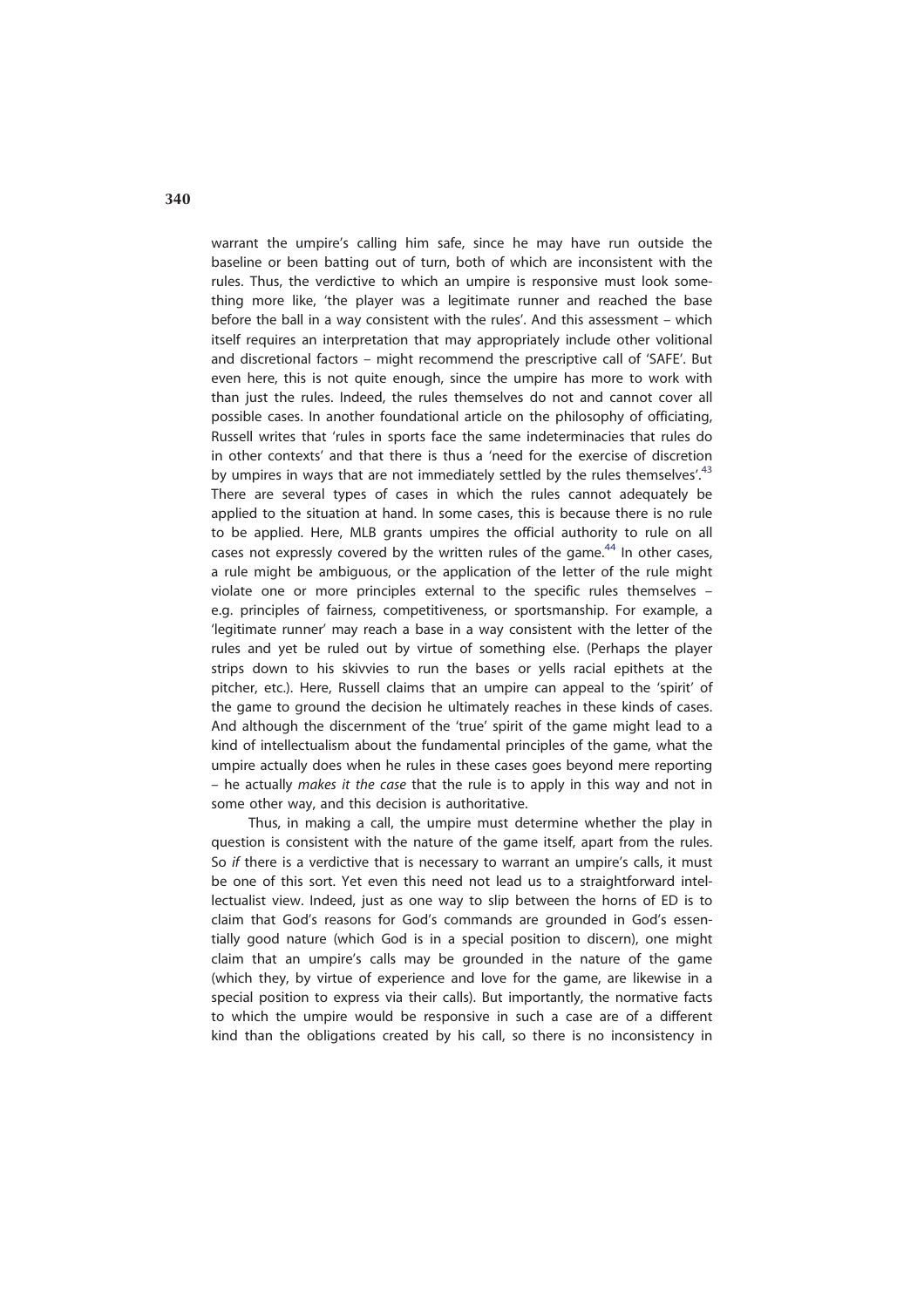warrant the umpire's calling him safe, since he may have run outside the baseline or been batting out of turn, both of which are inconsistent with the rules. Thus, the verdictive to which an umpire is responsive must look something more like, 'the player was a legitimate runner and reached the base before the ball in a way consistent with the rules'. And this assessment – which itself requires an interpretation that may appropriately include other volitional and discretional factors – might recommend the prescriptive call of 'SAFE'. But even here, this is not quite enough, since the umpire has more to work with than just the rules. Indeed, the rules themselves do not and cannot cover all possible cases. In another foundational article on the philosophy of officiating, Russell writes that 'rules in sports face the same indeterminacies that rules do in other contexts' and that there is thus a 'need for the exercise of discretion by umpires in ways that are not immediately settled by the rules themselves'.[43] There are several types of cases in which the rules cannot adequately be applied to the situation at hand. In some cases, this is because there is no rule to be applied. Here, MLB grants umpires the official authority to rule on all cases not expressly covered by the written rules of the game.[44] In other cases, a rule might be ambiguous, or the application of the letter of the rule might violate one or more principles external to the specific rules themselves – e.g. principles of fairness, competitiveness, or sportsmanship. For example, a 'legitimate runner' may reach a base in a way consistent with the letter of the rules and yet be ruled out by virtue of something else. (Perhaps the player strips down to his skivvies to run the bases or yells racial epithets at the pitcher, etc.). Here, Russell claims that an umpire can appeal to the 'spirit' of the game to ground the decision he ultimately reaches in these kinds of cases. And although the discernment of the 'true' spirit of the game might lead to a kind of intellectualism about the fundamental principles of the game, what the umpire actually does when he rules in these cases goes beyond mere reporting – he actually *makes it the case* that the rule is to apply in this way and not in some other way, and this decision is authoritative.

Thus, in making a call, the umpire must determine whether the play in question is consistent with the nature of the game itself, apart from the rules. So *if* there is a verdictive that is necessary to warrant an umpire's calls, it must be one of this sort. Yet even this need not lead us to a straightforward intellectualist view. Indeed, just as one way to slip between the horns of ED is to claim that God's reasons for God's commands are grounded in God's essentially good nature (which God is in a special position to discern), one might claim that an umpire's calls may be grounded in the nature of the game (which they, by virtue of experience and love for the game, are likewise in a special position to express via their calls). But importantly, the normative facts to which the umpire would be responsive in such a case are of a different kind than the obligations created by his call, so there is no inconsistency in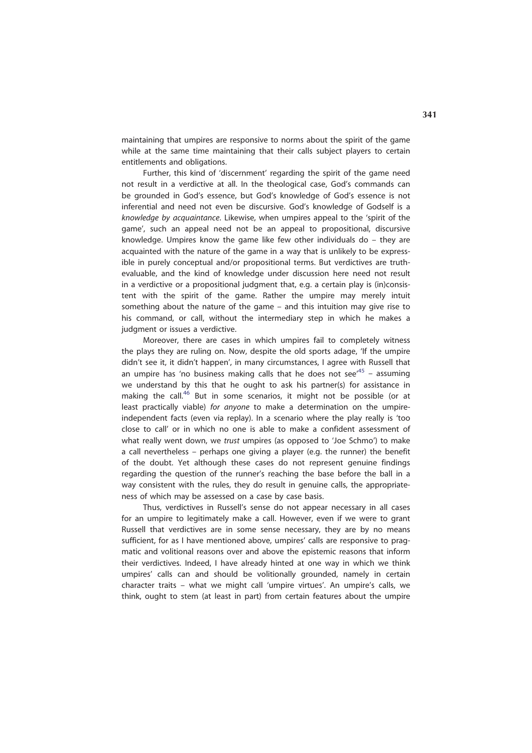maintaining that umpires are responsive to norms about the spirit of the game while at the same time maintaining that their calls subject players to certain entitlements and obligations.

Further, this kind of 'discernment' regarding the spirit of the game need not result in a verdictive at all. In the theological case, God's commands can be grounded in God's essence, but God's knowledge of God's essence is not inferential and need not even be discursive. God's knowledge of Godself is a *knowledge by acquaintance*. Likewise, when umpires appeal to the 'spirit of the game', such an appeal need not be an appeal to propositional, discursive knowledge. Umpires know the game like few other individuals do – they are acquainted with the nature of the game in a way that is unlikely to be expressible in purely conceptual and/or propositional terms. But verdictives are truth-evaluable, and the kind of knowledge under discussion here need not result in a verdictive or a propositional judgment that, e.g. a certain play is (in)consistent with the spirit of the game. Rather the umpire may merely intuit something about the nature of the game – and this intuition may give rise to his command, or call, without the intermediary step in which he makes a judgment or issues a verdictive.

Moreover, there are cases in which umpires fail to completely witness the plays they are ruling on. Now, despite the old sports adage, 'If the umpire didn't see it, it didn't happen', in many circumstances, I agree with Russell that an umpire has 'no business making calls that he does not see'[45] – assuming we understand by this that he ought to ask his partner(s) for assistance in making the call.[46] But in some scenarios, it might not be possible (or at least practically viable) *for anyone* to make a determination on the umpire-independent facts (even via replay). In a scenario where the play really is 'too close to call' or in which no one is able to make a confident assessment of what really went down, we *trust* umpires (as opposed to 'Joe Schmo') to make a call nevertheless – perhaps one giving a player (e.g. the runner) the benefit of the doubt. Yet although these cases do not represent genuine findings regarding the question of the runner's reaching the base before the ball in a way consistent with the rules, they do result in genuine calls, the appropriateness of which may be assessed on a case by case basis.

Thus, verdictives in Russell's sense do not appear necessary in all cases for an umpire to legitimately make a call. However, even if we were to grant Russell that verdictives are in some sense necessary, they are by no means sufficient, for as I have mentioned above, umpires' calls are responsive to pragmatic and volitional reasons over and above the epistemic reasons that inform their verdictives. Indeed, I have already hinted at one way in which we think umpires' calls can and should be volitionally grounded, namely in certain character traits – what we might call 'umpire virtues'. An umpire's calls, we think, ought to stem (at least in part) from certain features about the umpire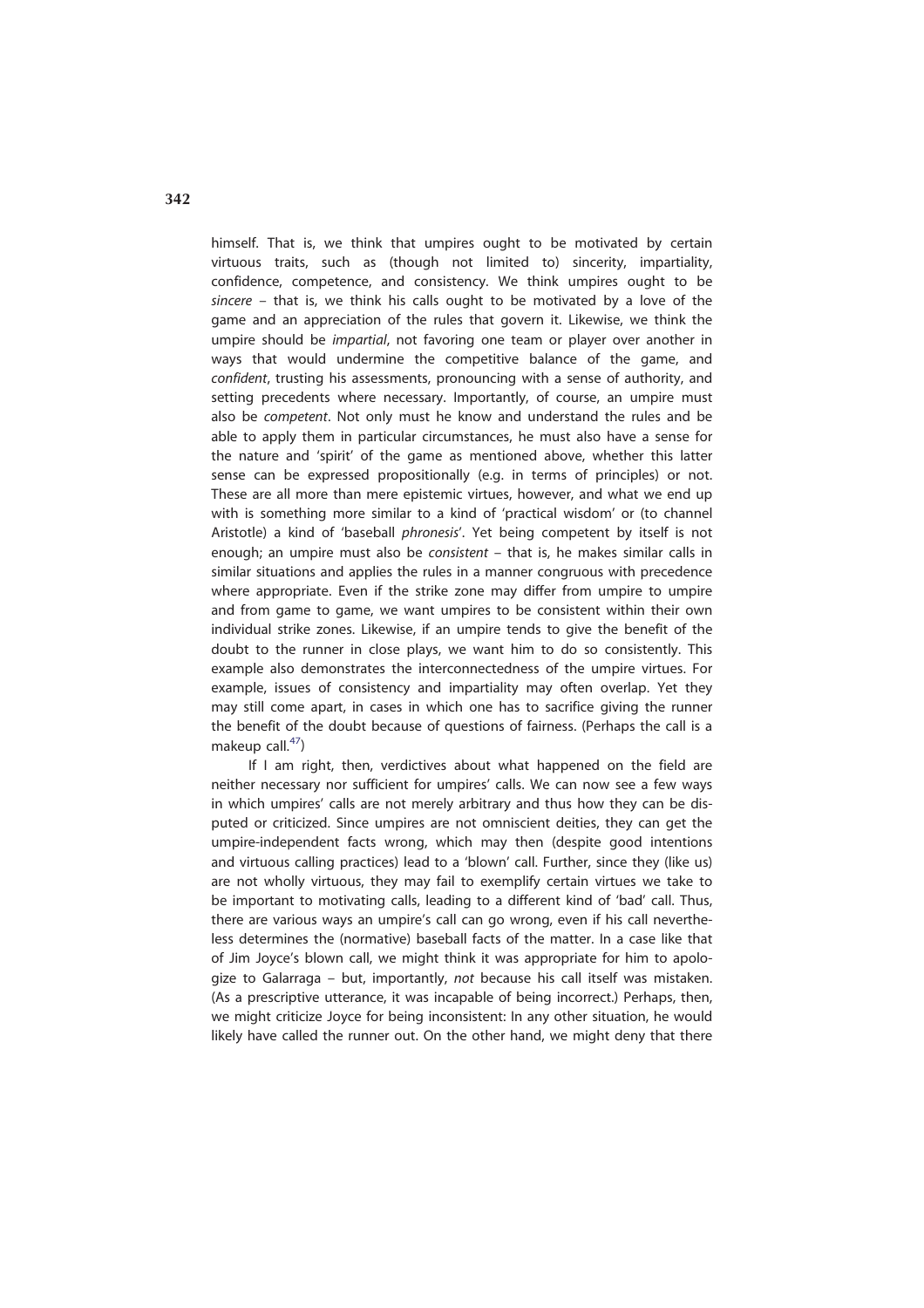himself. That is, we think that umpires ought to be motivated by certain virtuous traits, such as (though not limited to) sincerity, impartiality, confidence, competence, and consistency. We think umpires ought to be *sincere* – that is, we think his calls ought to be motivated by a love of the game and an appreciation of the rules that govern it. Likewise, we think the umpire should be *impartial*, not favoring one team or player over another in ways that would undermine the competitive balance of the game, and *confident*, trusting his assessments, pronouncing with a sense of authority, and setting precedents where necessary. Importantly, of course, an umpire must also be *competent*. Not only must he know and understand the rules and be able to apply them in particular circumstances, he must also have a sense for the nature and 'spirit' of the game as mentioned above, whether this latter sense can be expressed propositionally (e.g. in terms of principles) or not. These are all more than mere epistemic virtues, however, and what we end up with is something more similar to a kind of 'practical wisdom' or (to channel Aristotle) a kind of 'baseball *phronesis*'. Yet being competent by itself is not enough; an umpire must also be *consistent* – that is, he makes similar calls in similar situations and applies the rules in a manner congruous with precedence where appropriate. Even if the strike zone may differ from umpire to umpire and from game to game, we want umpires to be consistent within their own individual strike zones. Likewise, if an umpire tends to give the benefit of the doubt to the runner in close plays, we want him to do so consistently. This example also demonstrates the interconnectedness of the umpire virtues. For example, issues of consistency and impartiality may often overlap. Yet they may still come apart, in cases in which one has to sacrifice giving the runner the benefit of the doubt because of questions of fairness. (Perhaps the call is a makeup call.[47])

If I am right, then, verdictives about what happened on the field are neither necessary nor sufficient for umpires' calls. We can now see a few ways in which umpires' calls are not merely arbitrary and thus how they can be disputed or criticized. Since umpires are not omniscient deities, they can get the umpire-independent facts wrong, which may then (despite good intentions and virtuous calling practices) lead to a 'blown' call. Further, since they (like us) are not wholly virtuous, they may fail to exemplify certain virtues we take to be important to motivating calls, leading to a different kind of 'bad' call. Thus, there are various ways an umpire's call can go wrong, even if his call nevertheless determines the (normative) baseball facts of the matter. In a case like that of Jim Joyce's blown call, we might think it was appropriate for him to apologize to Galarraga – but, importantly, *not* because his call itself was mistaken. (As a prescriptive utterance, it was incapable of being incorrect.) Perhaps, then, we might criticize Joyce for being inconsistent: In any other situation, he would likely have called the runner out. On the other hand, we might deny that there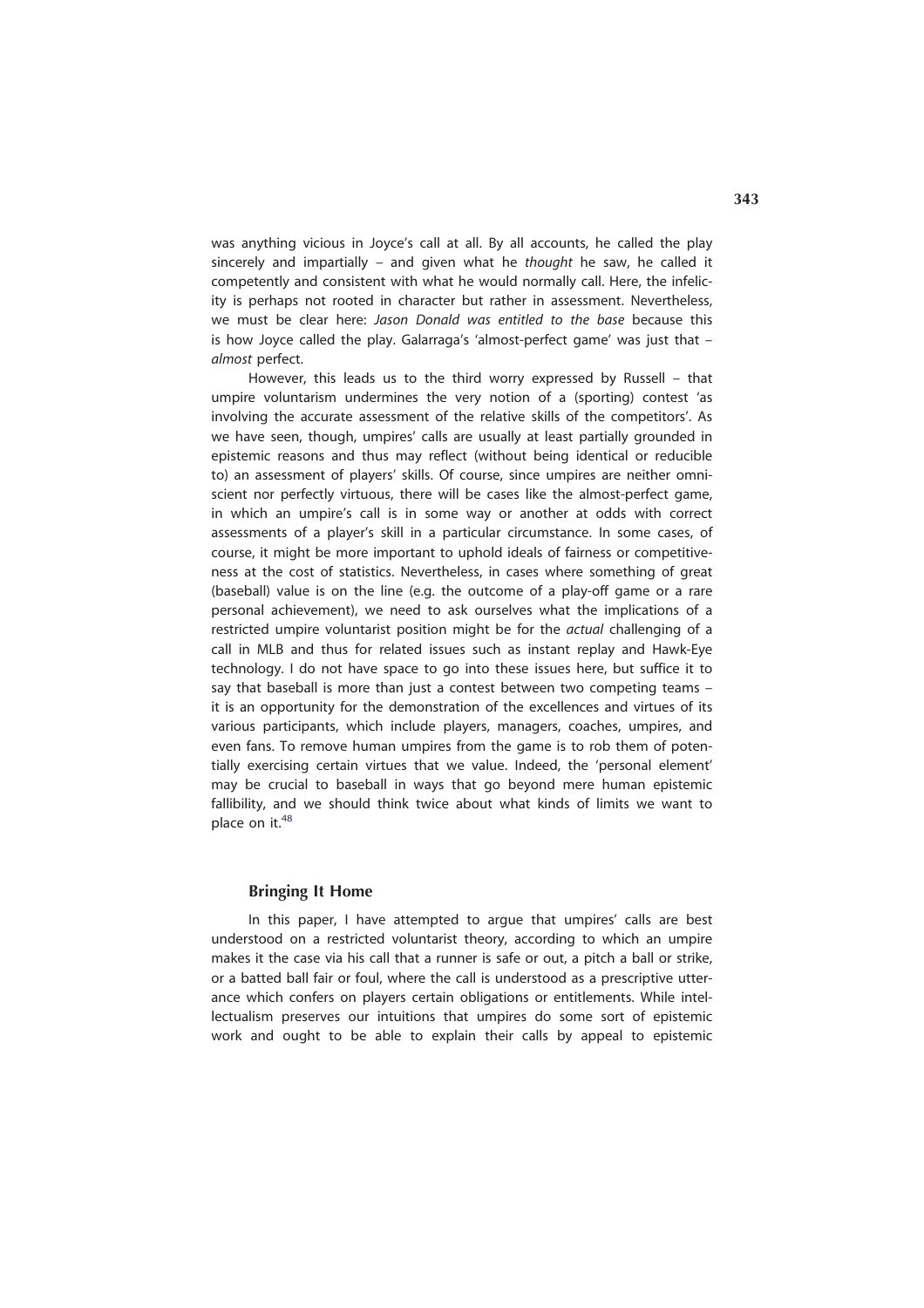was anything vicious in Joyce's call at all. By all accounts, he called the play sincerely and impartially – and given what he *thought* he saw, he called it competently and consistent with what he would normally call. Here, the infelicity is perhaps not rooted in character but rather in assessment. Nevertheless, we must be clear here: *Jason Donald was entitled to the base* because this is how Joyce called the play. Galarraga's 'almost-perfect game' was just that – *almost* perfect.

However, this leads us to the third worry expressed by Russell – that umpire voluntarism undermines the very notion of a (sporting) contest 'as involving the accurate assessment of the relative skills of the competitors'. As we have seen, though, umpires' calls are usually at least partially grounded in epistemic reasons and thus may reflect (without being identical or reducible to) an assessment of players' skills. Of course, since umpires are neither omniscient nor perfectly virtuous, there will be cases like the almost-perfect game, in which an umpire's call is in some way or another at odds with correct assessments of a player's skill in a particular circumstance. In some cases, of course, it might be more important to uphold ideals of fairness or competitiveness at the cost of statistics. Nevertheless, in cases where something of great (baseball) value is on the line (e.g. the outcome of a play-off game or a rare personal achievement), we need to ask ourselves what the implications of a restricted umpire voluntarist position might be for the *actual* challenging of a call in MLB and thus for related issues such as instant replay and Hawk-Eye technology. I do not have space to go into these issues here, but suffice it to say that baseball is more than just a contest between two competing teams – it is an opportunity for the demonstration of the excellences and virtues of its various participants, which include players, managers, coaches, umpires, and even fans. To remove human umpires from the game is to rob them of potentially exercising certain virtues that we value. Indeed, the 'personal element' may be crucial to baseball in ways that go beyond mere human epistemic fallibility, and we should think twice about what kinds of limits we want to place on it.[48]

## Bringing It Home

In this paper, I have attempted to argue that umpires' calls are best understood on a restricted voluntarist theory, according to which an umpire makes it the case via his call that a runner is safe or out, a pitch a ball or strike, or a batted ball fair or foul, where the call is understood as a prescriptive utterance which confers on players certain obligations or entitlements. While intellectualism preserves our intuitions that umpires do some sort of epistemic work and ought to be able to explain their calls by appeal to epistemic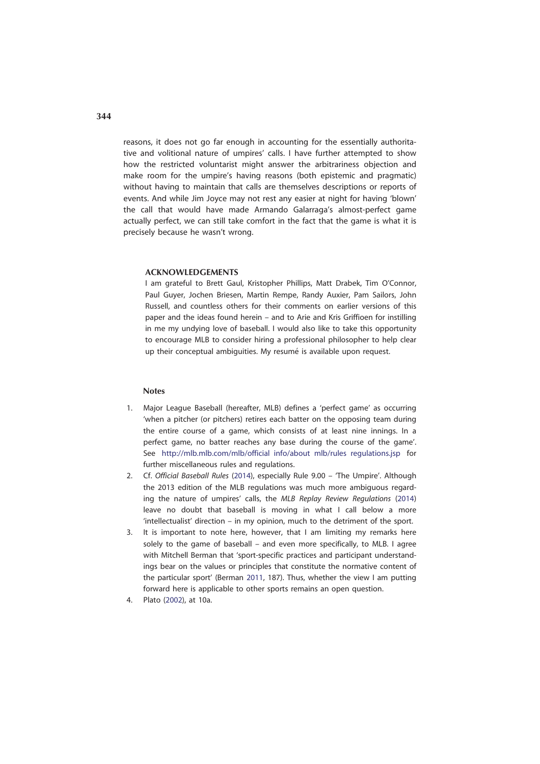reasons, it does not go far enough in accounting for the essentially authoritative and volitional nature of umpires' calls. I have further attempted to show how the restricted voluntarist might answer the arbitrariness objection and make room for the umpire's having reasons (both epistemic and pragmatic) without having to maintain that calls are themselves descriptions or reports of events. And while Jim Joyce may not rest any easier at night for having 'blown' the call that would have made Armando Galarraga's almost-perfect game actually perfect, we can still take comfort in the fact that the game is what it is precisely because he wasn't wrong.

## ACKNOWLEDGEMENTS

I am grateful to Brett Gaul, Kristopher Phillips, Matt Drabek, Tim O'Connor, Paul Guyer, Jochen Briesen, Martin Rempe, Randy Auxier, Pam Sailors, John Russell, and countless others for their comments on earlier versions of this paper and the ideas found herein – and to Arie and Kris Griffioen for instilling in me my undying love of baseball. I would also like to take this opportunity to encourage MLB to consider hiring a professional philosopher to help clear up their conceptual ambiguities. My resumé is available upon request.

## Notes

1. Major League Baseball (hereafter, MLB) defines a 'perfect game' as occurring 'when a pitcher (or pitchers) retires each batter on the opposing team during the entire course of a game, which consists of at least nine innings. In a perfect game, no batter reaches any base during the course of the game'. See http://mlb.mlb.com/mlb/official info/about mlb/rules regulations.jsp for further miscellaneous rules and regulations.
2. Cf. *Official Baseball Rules* (2014), especially Rule 9.00 – 'The Umpire'. Although the 2013 edition of the MLB regulations was much more ambiguous regarding the nature of umpires' calls, the *MLB Replay Review Regulations* (2014) leave no doubt that baseball is moving in what I call below a more 'intellectualist' direction – in my opinion, much to the detriment of the sport.
3. It is important to note here, however, that I am limiting my remarks here solely to the game of baseball – and even more specifically, to MLB. I agree with Mitchell Berman that 'sport-specific practices and participant understandings bear on the values or principles that constitute the normative content of the particular sport' (Berman 2011, 187). Thus, whether the view I am putting forward here is applicable to other sports remains an open question.
4. Plato (2002), at 10a.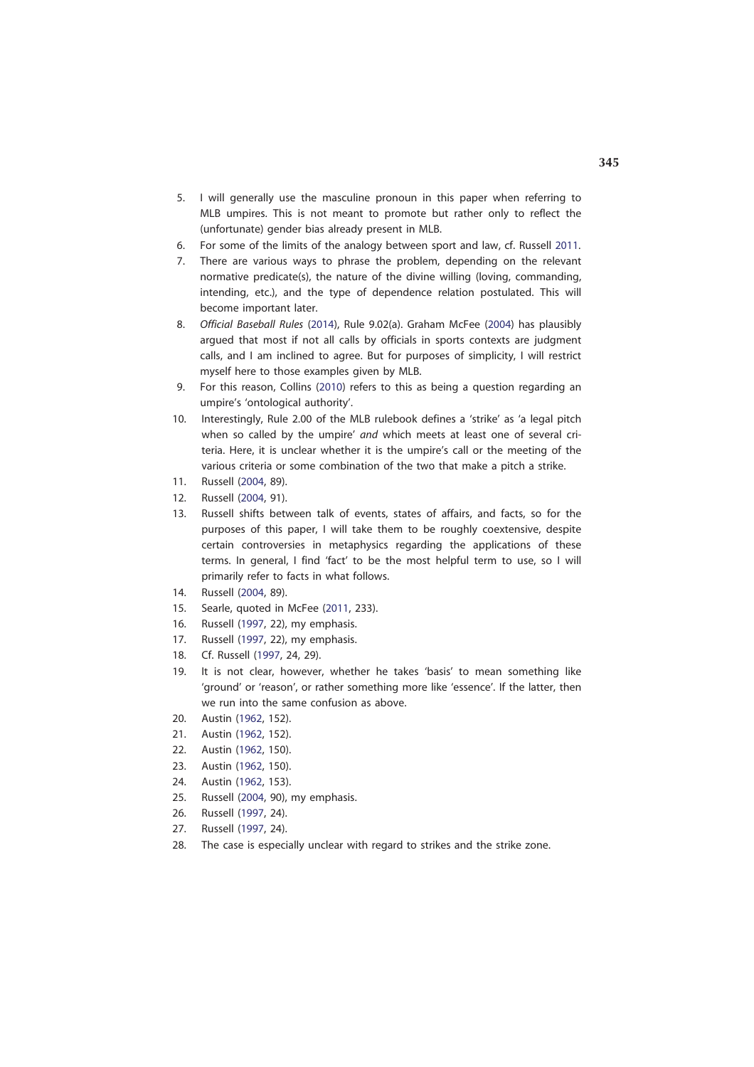5. I will generally use the masculine pronoun in this paper when referring to MLB umpires. This is not meant to promote but rather only to reflect the (unfortunate) gender bias already present in MLB.
6. For some of the limits of the analogy between sport and law, cf. Russell 2011.
7. There are various ways to phrase the problem, depending on the relevant normative predicate(s), the nature of the divine willing (loving, commanding, intending, etc.), and the type of dependence relation postulated. This will become important later.
8. *Official Baseball Rules* (2014), Rule 9.02(a). Graham McFee (2004) has plausibly argued that most if not all calls by officials in sports contexts are judgment calls, and I am inclined to agree. But for purposes of simplicity, I will restrict myself here to those examples given by MLB.
9. For this reason, Collins (2010) refers to this as being a question regarding an umpire's 'ontological authority'.
10. Interestingly, Rule 2.00 of the MLB rulebook defines a 'strike' as 'a legal pitch when so called by the umpire' *and* which meets at least one of several criteria. Here, it is unclear whether it is the umpire's call or the meeting of the various criteria or some combination of the two that make a pitch a strike.
11. Russell (2004, 89).
12. Russell (2004, 91).
13. Russell shifts between talk of events, states of affairs, and facts, so for the purposes of this paper, I will take them to be roughly coextensive, despite certain controversies in metaphysics regarding the applications of these terms. In general, I find 'fact' to be the most helpful term to use, so I will primarily refer to facts in what follows.
14. Russell (2004, 89).
15. Searle, quoted in McFee (2011, 233).
16. Russell (1997, 22), my emphasis.
17. Russell (1997, 22), my emphasis.
18. Cf. Russell (1997, 24, 29).
19. It is not clear, however, whether he takes 'basis' to mean something like 'ground' or 'reason', or rather something more like 'essence'. If the latter, then we run into the same confusion as above.
20. Austin (1962, 152).
21. Austin (1962, 152).
22. Austin (1962, 150).
23. Austin (1962, 150).
24. Austin (1962, 153).
25. Russell (2004, 90), my emphasis.
26. Russell (1997, 24).
27. Russell (1997, 24).
28. The case is especially unclear with regard to strikes and the strike zone.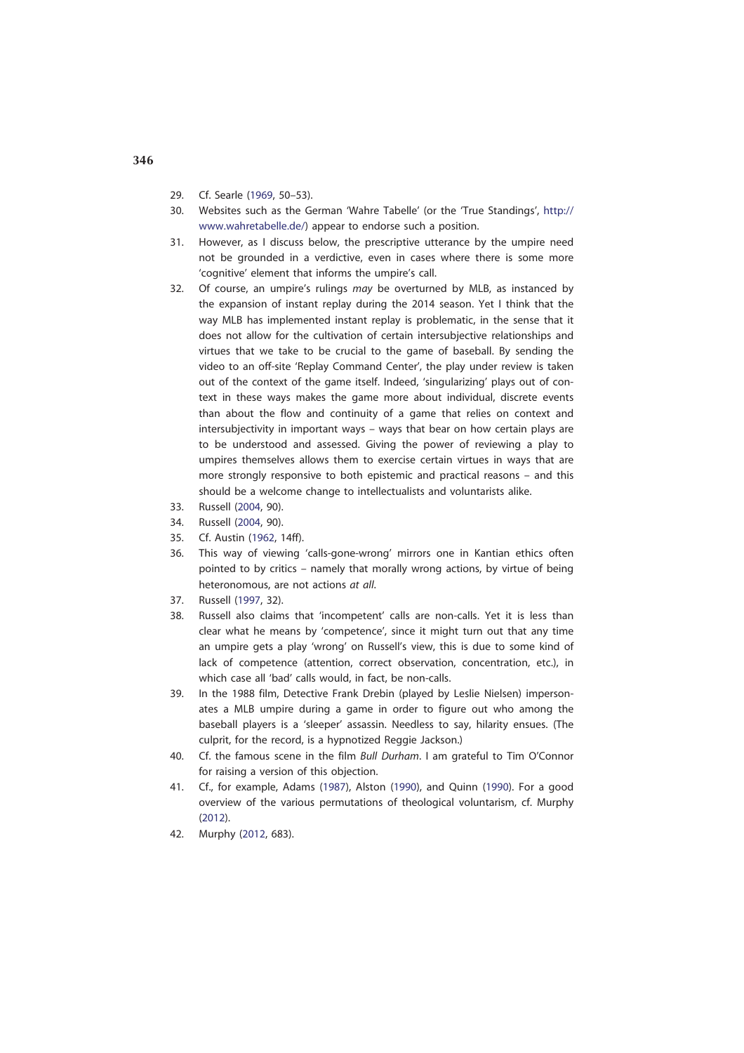29. Cf. Searle (1969, 50–53).
30. Websites such as the German 'Wahre Tabelle' (or the 'True Standings', http://www.wahretabelle.de/) appear to endorse such a position.
31. However, as I discuss below, the prescriptive utterance by the umpire need not be grounded in a verdictive, even in cases where there is some more 'cognitive' element that informs the umpire's call.
32. Of course, an umpire's rulings *may* be overturned by MLB, as instanced by the expansion of instant replay during the 2014 season. Yet I think that the way MLB has implemented instant replay is problematic, in the sense that it does not allow for the cultivation of certain intersubjective relationships and virtues that we take to be crucial to the game of baseball. By sending the video to an off-site 'Replay Command Center', the play under review is taken out of the context of the game itself. Indeed, 'singularizing' plays out of context in these ways makes the game more about individual, discrete events than about the flow and continuity of a game that relies on context and intersubjectivity in important ways – ways that bear on how certain plays are to be understood and assessed. Giving the power of reviewing a play to umpires themselves allows them to exercise certain virtues in ways that are more strongly responsive to both epistemic and practical reasons – and this should be a welcome change to intellectualists and voluntarists alike.
33. Russell (2004, 90).
34. Russell (2004, 90).
35. Cf. Austin (1962, 14ff).
36. This way of viewing 'calls-gone-wrong' mirrors one in Kantian ethics often pointed to by critics – namely that morally wrong actions, by virtue of being heteronomous, are not actions *at all*.
37. Russell (1997, 32).
38. Russell also claims that 'incompetent' calls are non-calls. Yet it is less than clear what he means by 'competence', since it might turn out that any time an umpire gets a play 'wrong' on Russell's view, this is due to some kind of lack of competence (attention, correct observation, concentration, etc.), in which case all 'bad' calls would, in fact, be non-calls.
39. In the 1988 film, Detective Frank Drebin (played by Leslie Nielsen) impersonates a MLB umpire during a game in order to figure out who among the baseball players is a 'sleeper' assassin. Needless to say, hilarity ensues. (The culprit, for the record, is a hypnotized Reggie Jackson.)
40. Cf. the famous scene in the film *Bull Durham*. I am grateful to Tim O'Connor for raising a version of this objection.
41. Cf., for example, Adams (1987), Alston (1990), and Quinn (1990). For a good overview of the various permutations of theological voluntarism, cf. Murphy (2012).
42. Murphy (2012, 683).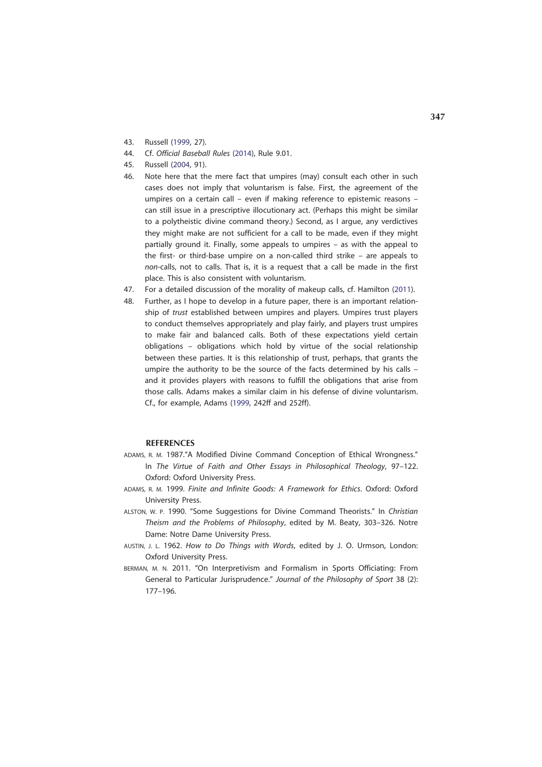43. Russell (1999, 27).
44. Cf. *Official Baseball Rules* (2014), Rule 9.01.
45. Russell (2004, 91).
46. Note here that the mere fact that umpires (may) consult each other in such cases does not imply that voluntarism is false. First, the agreement of the umpires on a certain call – even if making reference to epistemic reasons – can still issue in a prescriptive illocutionary act. (Perhaps this might be similar to a polytheistic divine command theory.) Second, as I argue, any verdictives they might make are not sufficient for a call to be made, even if they might partially ground it. Finally, some appeals to umpires – as with the appeal to the first- or third-base umpire on a non-called third strike – are appeals to *non*-calls, not to calls. That is, it is a request that a call be made in the first place. This is also consistent with voluntarism.
47. For a detailed discussion of the morality of makeup calls, cf. Hamilton (2011).
48. Further, as I hope to develop in a future paper, there is an important relationship of *trust* established between umpires and players. Umpires trust players to conduct themselves appropriately and play fairly, and players trust umpires to make fair and balanced calls. Both of these expectations yield certain obligations – obligations which hold by virtue of the social relationship between these parties. It is this relationship of trust, perhaps, that grants the umpire the authority to be the source of the facts determined by his calls – and it provides players with reasons to fulfill the obligations that arise from those calls. Adams makes a similar claim in his defense of divine voluntarism. Cf., for example, Adams (1999, 242ff and 252ff).

## REFERENCES

ADAMS, R. M. 1987."A Modified Divine Command Conception of Ethical Wrongness." In *The Virtue of Faith and Other Essays in Philosophical Theology*, 97–122. Oxford: Oxford University Press.

ADAMS, R. M. 1999. *Finite and Infinite Goods: A Framework for Ethics*. Oxford: Oxford University Press.

ALSTON, W. P. 1990. "Some Suggestions for Divine Command Theorists." In *Christian Theism and the Problems of Philosophy*, edited by M. Beaty, 303–326. Notre Dame: Notre Dame University Press.

AUSTIN, J. L. 1962. *How to Do Things with Words*, edited by J. O. Urmson, London: Oxford University Press.

BERMAN, M. N. 2011. "On Interpretivism and Formalism in Sports Officiating: From General to Particular Jurisprudence." *Journal of the Philosophy of Sport* 38 (2): 177–196.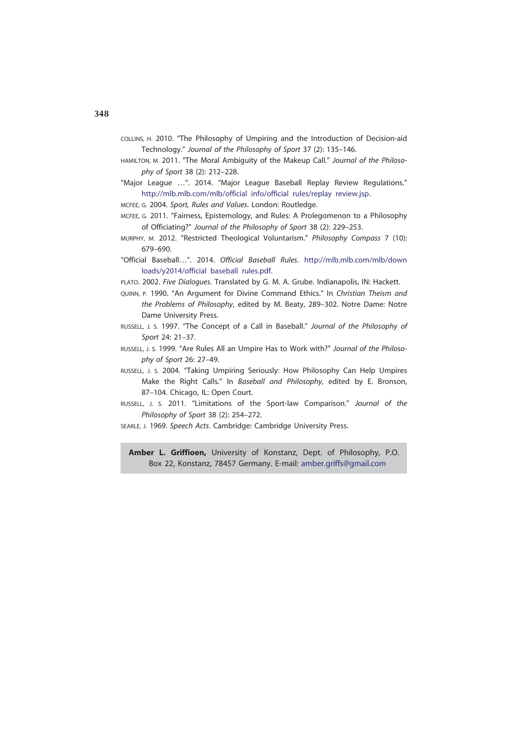COLLINS, H. 2010. "The Philosophy of Umpiring and the Introduction of Decision-aid Technology." *Journal of the Philosophy of Sport* 37 (2): 135–146.

HAMILTON, M. 2011. "The Moral Ambiguity of the Makeup Call." *Journal of the Philosophy of Sport* 38 (2): 212–228.

"Major League …". 2014. "Major League Baseball Replay Review Regulations." http://mlb.mlb.com/mlb/official info/official rules/replay review.jsp.

MCFEE, G. 2004. *Sport, Rules and Values*. London: Routledge.

MCFEE, G. 2011. "Fairness, Epistemology, and Rules: A Prolegomenon to a Philosophy of Officiating?" *Journal of the Philosophy of Sport* 38 (2): 229–253.

MURPHY, M. 2012. "Restricted Theological Voluntarism." *Philosophy Compass* 7 (10): 679–690.

"Official Baseball…". 2014. *Official Baseball Rules*. http://mlb.mlb.com/mlb/downloads/y2014/official baseball rules.pdf.

PLATO. 2002. *Five Dialogues*. Translated by G. M. A. Grube. Indianapolis, IN: Hackett.

QUINN, P. 1990. "An Argument for Divine Command Ethics." In *Christian Theism and the Problems of Philosophy*, edited by M. Beaty, 289–302. Notre Dame: Notre Dame University Press.

RUSSELL, J. S. 1997. "The Concept of a Call in Baseball." *Journal of the Philosophy of Sport* 24: 21–37.

RUSSELL, J. S. 1999. "Are Rules All an Umpire Has to Work with?" *Journal of the Philosophy of Sport* 26: 27–49.

RUSSELL, J. S. 2004. "Taking Umpiring Seriously: How Philosophy Can Help Umpires Make the Right Calls." In *Baseball and Philosophy*, edited by E. Bronson, 87–104. Chicago, IL: Open Court.

RUSSELL, J. S. 2011. "Limitations of the Sport-law Comparison." *Journal of the Philosophy of Sport* 38 (2): 254–272.

SEARLE, J. 1969. *Speech Acts*. Cambridge: Cambridge University Press.

**Amber L. Griffioen,** University of Konstanz, Dept. of Philosophy, P.O. Box 22, Konstanz, 78457 Germany. E-mail: amber.griffs@gmail.com